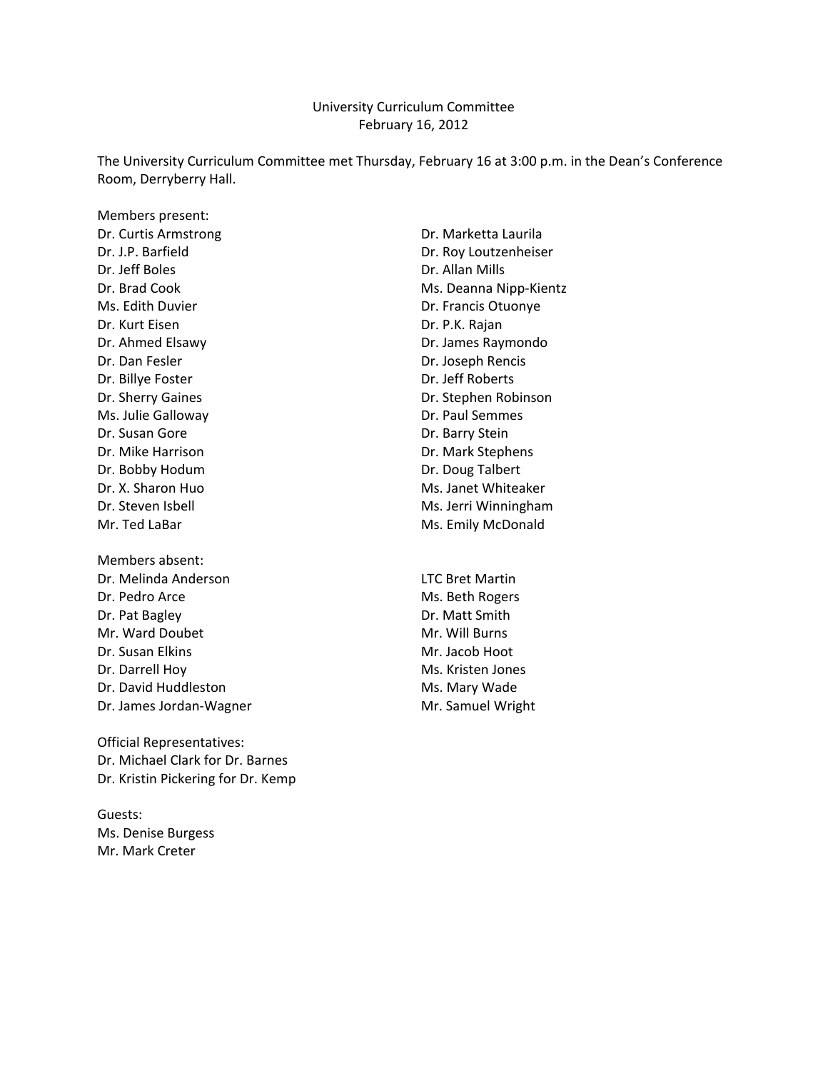University Curriculum Committee
February 16, 2012

The University Curriculum Committee met Thursday, February 16 at 3:00 p.m. in the Dean's Conference Room, Derryberry Hall.

Members present:
Dr. Curtis Armstrong
Dr. J.P. Barfield
Dr. Jeff Boles
Dr. Brad Cook
Ms. Edith Duvier
Dr. Kurt Eisen
Dr. Ahmed Elsawy
Dr. Dan Fesler
Dr. Billye Foster
Dr. Sherry Gaines
Ms. Julie Galloway
Dr. Susan Gore
Dr. Mike Harrison
Dr. Bobby Hodum
Dr. X. Sharon Huo
Dr. Steven Isbell
Mr. Ted LaBar
Dr. Marketta Laurila
Dr. Roy Loutzenheiser
Dr. Allan Mills
Ms. Deanna Nipp-Kientz
Dr. Francis Otuonye
Dr. P.K. Rajan
Dr. James Raymondo
Dr. Joseph Rencis
Dr. Jeff Roberts
Dr. Stephen Robinson
Dr. Paul Semmes
Dr. Barry Stein
Dr. Mark Stephens
Dr. Doug Talbert
Ms. Janet Whiteaker
Ms. Jerri Winningham
Ms. Emily McDonald

Members absent:
Dr. Melinda Anderson
Dr. Pedro Arce
Dr. Pat Bagley
Mr. Ward Doubet
Dr. Susan Elkins
Dr. Darrell Hoy
Dr. David Huddleston
Dr. James Jordan-Wagner
LTC Bret Martin
Ms. Beth Rogers
Dr. Matt Smith
Mr. Will Burns
Mr. Jacob Hoot
Ms. Kristen Jones
Ms. Mary Wade
Mr. Samuel Wright

Official Representatives:
Dr. Michael Clark for Dr. Barnes
Dr. Kristin Pickering for Dr. Kemp

Guests:
Ms. Denise Burgess
Mr. Mark Creter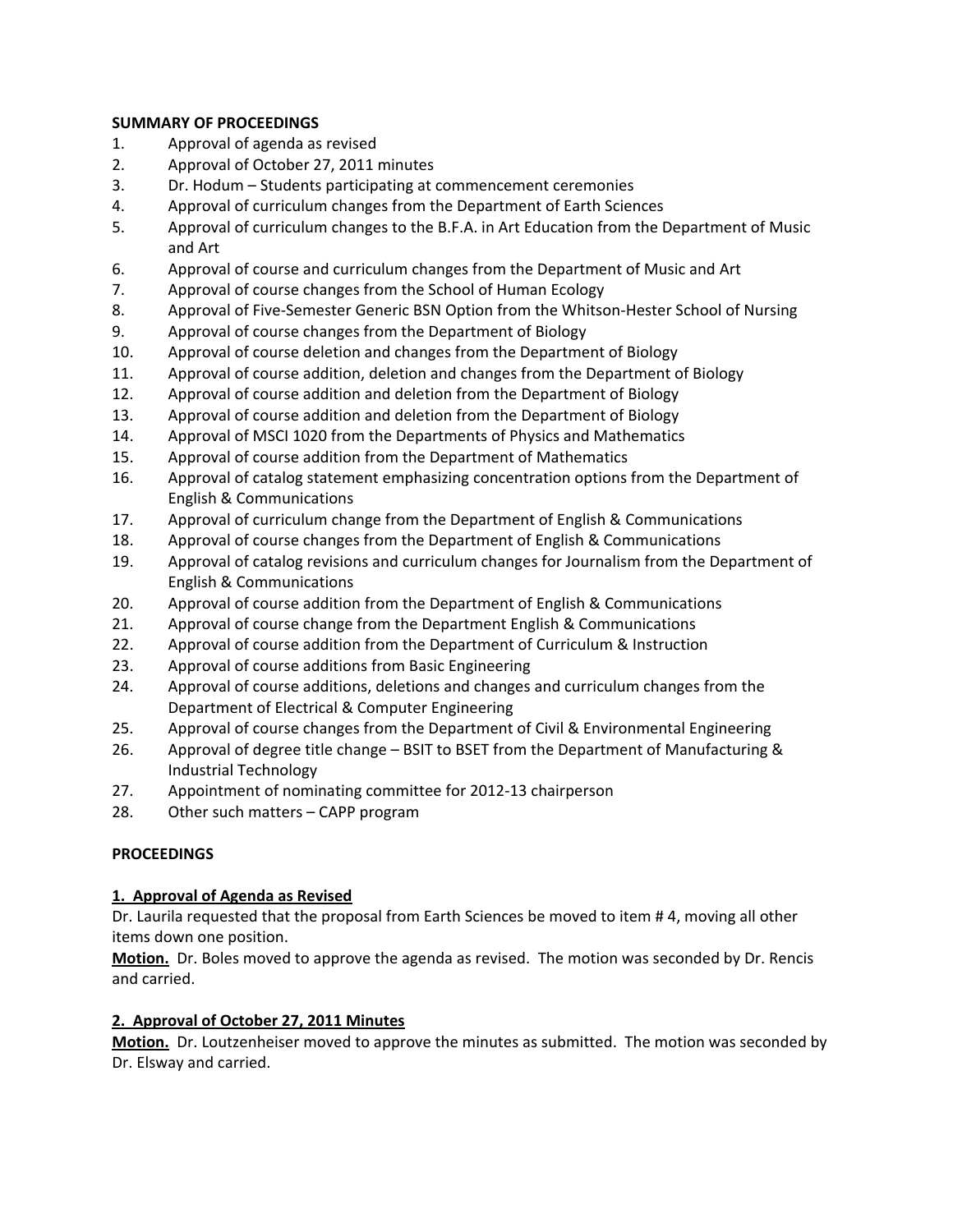**SUMMARY OF PROCEEDINGS**

1. Approval of agenda as revised
2. Approval of October 27, 2011 minutes
3. Dr. Hodum – Students participating at commencement ceremonies
4. Approval of curriculum changes from the Department of Earth Sciences
5. Approval of curriculum changes to the B.F.A. in Art Education from the Department of Music and Art
6. Approval of course and curriculum changes from the Department of Music and Art
7. Approval of course changes from the School of Human Ecology
8. Approval of Five-Semester Generic BSN Option from the Whitson-Hester School of Nursing
9. Approval of course changes from the Department of Biology
10. Approval of course deletion and changes from the Department of Biology
11. Approval of course addition, deletion and changes from the Department of Biology
12. Approval of course addition and deletion from the Department of Biology
13. Approval of course addition and deletion from the Department of Biology
14. Approval of MSCI 1020 from the Departments of Physics and Mathematics
15. Approval of course addition from the Department of Mathematics
16. Approval of catalog statement emphasizing concentration options from the Department of English & Communications
17. Approval of curriculum change from the Department of English & Communications
18. Approval of course changes from the Department of English & Communications
19. Approval of catalog revisions and curriculum changes for Journalism from the Department of English & Communications
20. Approval of course addition from the Department of English & Communications
21. Approval of course change from the Department English & Communications
22. Approval of course addition from the Department of Curriculum & Instruction
23. Approval of course additions from Basic Engineering
24. Approval of course additions, deletions and changes and curriculum changes from the Department of Electrical & Computer Engineering
25. Approval of course changes from the Department of Civil & Environmental Engineering
26. Approval of degree title change – BSIT to BSET from the Department of Manufacturing & Industrial Technology
27. Appointment of nominating committee for 2012-13 chairperson
28. Other such matters – CAPP program

**PROCEEDINGS**

**1. Approval of Agenda as Revised**

Dr. Laurila requested that the proposal from Earth Sciences be moved to item # 4, moving all other items down one position.

**Motion.** Dr. Boles moved to approve the agenda as revised. The motion was seconded by Dr. Rencis and carried.

**2. Approval of October 27, 2011 Minutes**

**Motion.** Dr. Loutzenheiser moved to approve the minutes as submitted. The motion was seconded by Dr. Elsway and carried.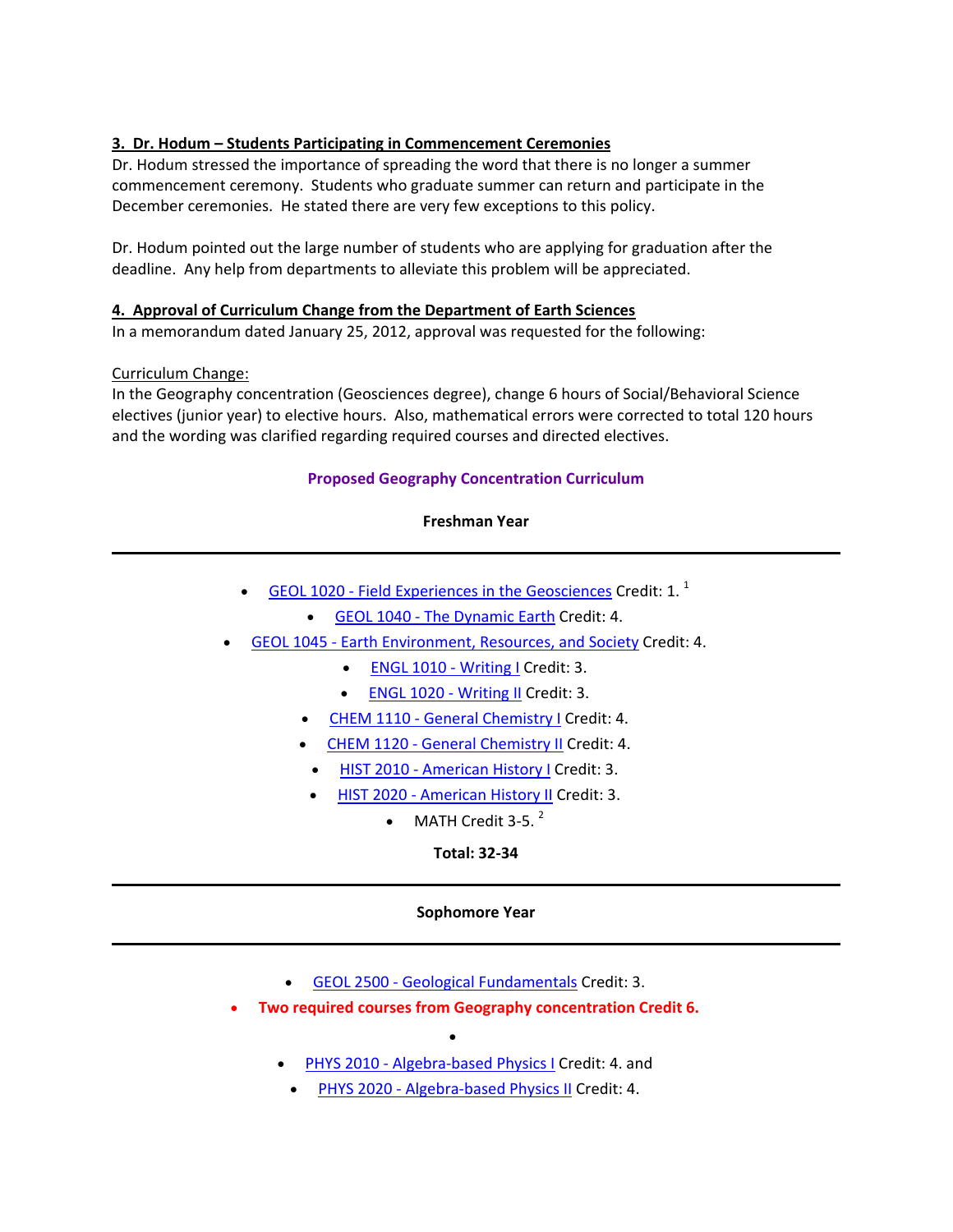### 3. Dr. Hodum – Students Participating in Commencement Ceremonies

Dr. Hodum stressed the importance of spreading the word that there is no longer a summer commencement ceremony. Students who graduate summer can return and participate in the December ceremonies. He stated there are very few exceptions to this policy.

Dr. Hodum pointed out the large number of students who are applying for graduation after the deadline. Any help from departments to alleviate this problem will be appreciated.

### 4. Approval of Curriculum Change from the Department of Earth Sciences

In a memorandum dated January 25, 2012, approval was requested for the following:

Curriculum Change:

In the Geography concentration (Geosciences degree), change 6 hours of Social/Behavioral Science electives (junior year) to elective hours. Also, mathematical errors were corrected to total 120 hours and the wording was clarified regarding required courses and directed electives.

**Proposed Geography Concentration Curriculum**

**Freshman Year**

---

- GEOL 1020 - Field Experiences in the Geosciences Credit: 1. [1]
- GEOL 1040 - The Dynamic Earth Credit: 4.
- GEOL 1045 - Earth Environment, Resources, and Society Credit: 4.
- ENGL 1010 - Writing I Credit: 3.
- ENGL 1020 - Writing II Credit: 3.
- CHEM 1110 - General Chemistry I Credit: 4.
- CHEM 1120 - General Chemistry II Credit: 4.
- HIST 2010 - American History I Credit: 3.
- HIST 2020 - American History II Credit: 3.
- MATH Credit 3-5. [2]

**Total: 32-34**

---

**Sophomore Year**

---

- GEOL 2500 - Geological Fundamentals Credit: 3.
- **Two required courses from Geography concentration Credit 6.**
- 
- PHYS 2010 - Algebra-based Physics I Credit: 4. and
- PHYS 2020 - Algebra-based Physics II Credit: 4.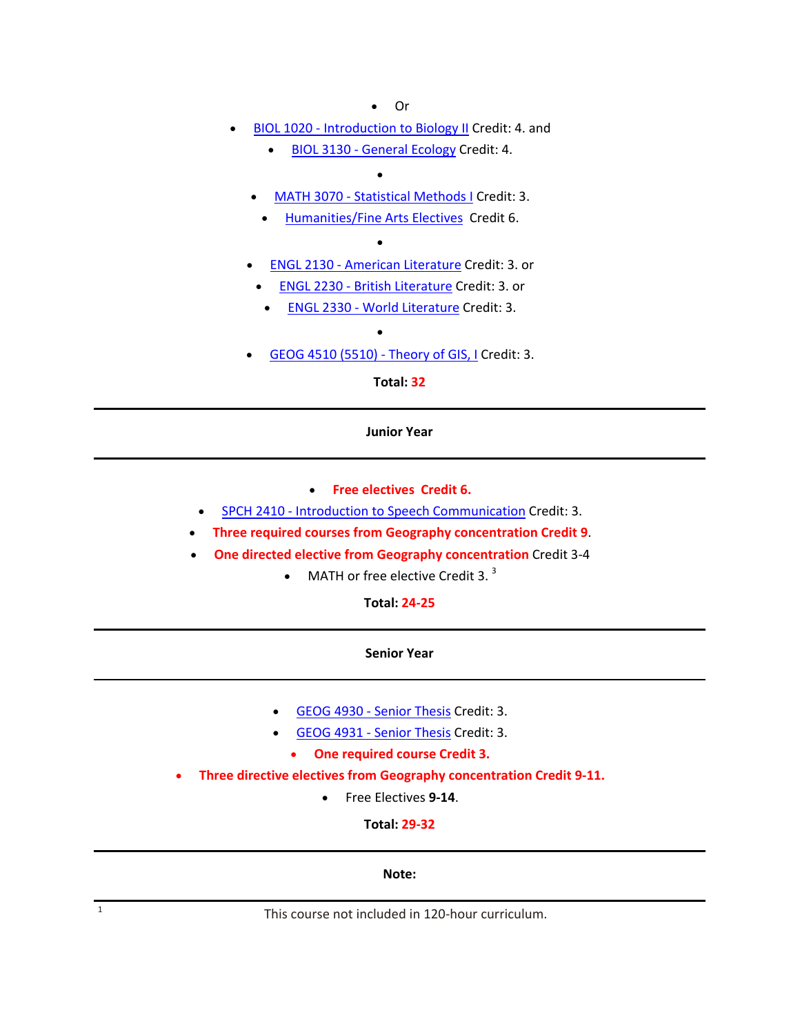- Or
- BIOL 1020 - Introduction to Biology II Credit: 4. and
  - BIOL 3130 - General Ecology Credit: 4.
- 
- MATH 3070 - Statistical Methods I Credit: 3.
- Humanities/Fine Arts Electives Credit 6.
- 
- ENGL 2130 - American Literature Credit: 3. or
- ENGL 2230 - British Literature Credit: 3. or
- ENGL 2330 - World Literature Credit: 3.
- 
- GEOG 4510 (5510) - Theory of GIS, I Credit: 3.

**Total: 32**

---

**Junior Year**

---

- **Free electives Credit 6.**
- SPCH 2410 - Introduction to Speech Communication Credit: 3.
- **Three required courses from Geography concentration Credit 9**.
- **One directed elective from Geography concentration** Credit 3-4
- MATH or free elective Credit 3. [3]

**Total: 24-25**

---

**Senior Year**

---

- GEOG 4930 - Senior Thesis Credit: 3.
- GEOG 4931 - Senior Thesis Credit: 3.
- **One required course Credit 3.**
- **Three directive electives from Geography concentration Credit 9-11.**
- Free Electives **9-14**.

**Total: 29-32**

---

**Note:**

---

[1] This course not included in 120-hour curriculum.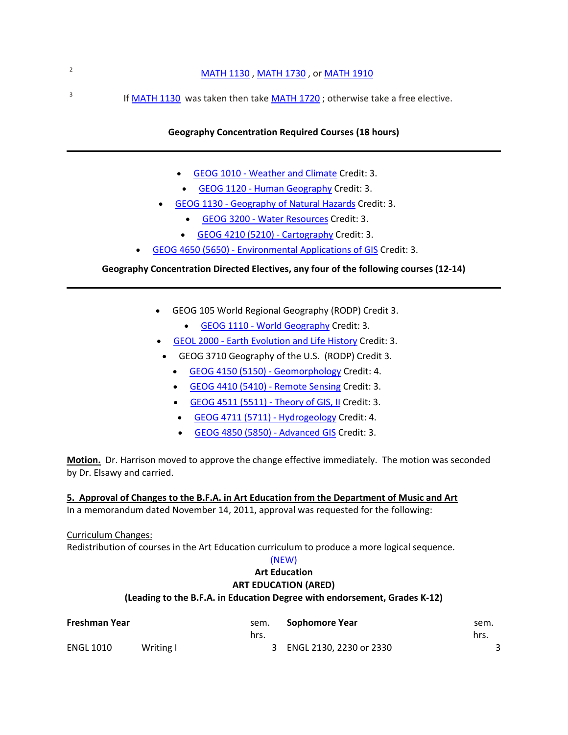[2] MATH 1130 , MATH 1730 , or MATH 1910

[3] If MATH 1130 was taken then take MATH 1720 ; otherwise take a free elective.

**Geography Concentration Required Courses (18 hours)**

---

- GEOG 1010 - Weather and Climate Credit: 3.
- GEOG 1120 - Human Geography Credit: 3.
- GEOG 1130 - Geography of Natural Hazards Credit: 3.
- GEOG 3200 - Water Resources Credit: 3.
- GEOG 4210 (5210) - Cartography Credit: 3.
- GEOG 4650 (5650) - Environmental Applications of GIS Credit: 3.

**Geography Concentration Directed Electives, any four of the following courses (12-14)**

---

- GEOG 105 World Regional Geography (RODP) Credit 3.
- GEOG 1110 - World Geography Credit: 3.
- GEOL 2000 - Earth Evolution and Life History Credit: 3.
- GEOG 3710 Geography of the U.S. (RODP) Credit 3.
- GEOG 4150 (5150) - Geomorphology Credit: 4.
- GEOG 4410 (5410) - Remote Sensing Credit: 3.
- GEOG 4511 (5511) - Theory of GIS, II Credit: 3.
- GEOG 4711 (5711) - Hydrogeology Credit: 4.
- GEOG 4850 (5850) - Advanced GIS Credit: 3.

**Motion.** Dr. Harrison moved to approve the change effective immediately. The motion was seconded by Dr. Elsawy and carried.

**5. Approval of Changes to the B.F.A. in Art Education from the Department of Music and Art**

In a memorandum dated November 14, 2011, approval was requested for the following:

Curriculum Changes:

Redistribution of courses in the Art Education curriculum to produce a more logical sequence.

(NEW)

**Art Education**

**ART EDUCATION (ARED)**

**(Leading to the B.F.A. in Education Degree with endorsement, Grades K-12)**

| **Freshman Year** | | sem. hrs. | **Sophomore Year** | sem. hrs. |
|---|---|---|---|---|
| ENGL 1010 | Writing I | 3 | ENGL 2130, 2230 or 2330 | 3 |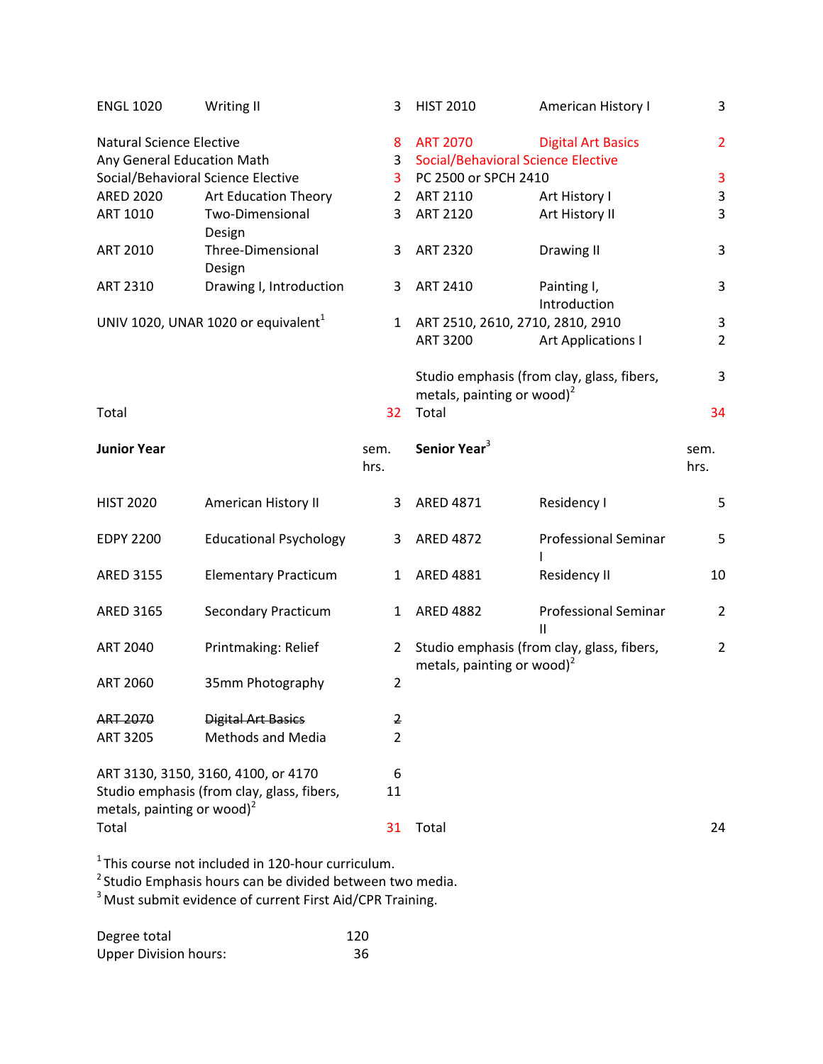| | | | | | |
|---|---|---|---|---|---|
| ENGL 1020 | Writing II | 3 | HIST 2010 | American History I | 3 |
| Natural Science Elective | | 8 | ART 2070 | Digital Art Basics | 2 |
| Any General Education Math | | 3 | Social/Behavioral Science Elective | | |
| Social/Behavioral Science Elective | | 3 | PC 2500 or SPCH 2410 | | 3 |
| ARED 2020 | Art Education Theory | 2 | ART 2110 | Art History I | 3 |
| ART 1010 | Two-Dimensional Design | 3 | ART 2120 | Art History II | 3 |
| ART 2010 | Three-Dimensional Design | 3 | ART 2320 | Drawing II | 3 |
| ART 2310 | Drawing I, Introduction | 3 | ART 2410 | Painting I, Introduction | 3 |
| UNIV 1020, UNAR 1020 or equivalent[1] | | 1 | ART 2510, 2610, 2710, 2810, 2910 | | 3 |
| | | | ART 3200 | Art Applications I | 2 |
| | | | Studio emphasis (from clay, glass, fibers, metals, painting or wood)[2] | | 3 |
| Total | | 32 | Total | | 34 |

| **Junior Year** | | sem. hrs. | **Senior Year**[3] | | sem. hrs. |
|---|---|---|---|---|---|
| HIST 2020 | American History II | 3 | ARED 4871 | Residency I | 5 |
| EDPY 2200 | Educational Psychology | 3 | ARED 4872 | Professional Seminar I | 5 |
| ARED 3155 | Elementary Practicum | 1 | ARED 4881 | Residency II | 10 |
| ARED 3165 | Secondary Practicum | 1 | ARED 4882 | Professional Seminar II | 2 |
| ART 2040 | Printmaking: Relief | 2 | Studio emphasis (from clay, glass, fibers, metals, painting or wood)[2] | | 2 |
| ART 2060 | 35mm Photography | 2 | | | |
| ~~ART 2070~~ | ~~Digital Art Basics~~ | ~~2~~ | | | |
| ART 3205 | Methods and Media | 2 | | | |
| ART 3130, 3150, 3160, 4100, or 4170 | | 6 | | | |
| Studio emphasis (from clay, glass, fibers, metals, painting or wood)[2] | | 11 | | | |
| Total | | 31 | Total | | 24 |

[1] This course not included in 120-hour curriculum.
[2] Studio Emphasis hours can be divided between two media.
[3] Must submit evidence of current First Aid/CPR Training.

Degree total 120
Upper Division hours: 36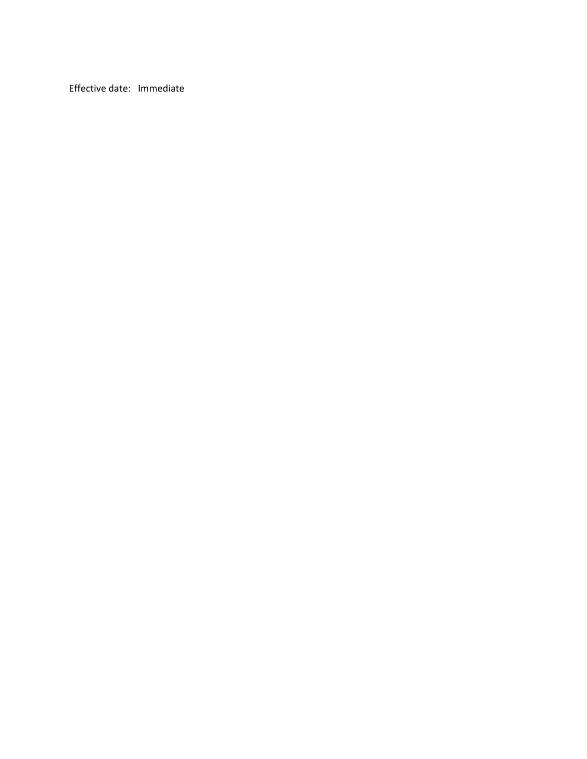Effective date: Immediate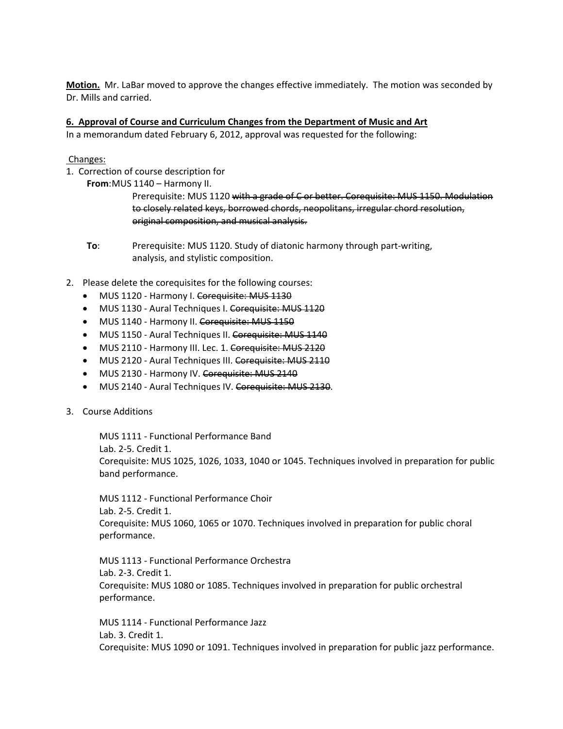**Motion.** Mr. LaBar moved to approve the changes effective immediately. The motion was seconded by Dr. Mills and carried.

**6. Approval of Course and Curriculum Changes from the Department of Music and Art**

In a memorandum dated February 6, 2012, approval was requested for the following:

Changes:

1. Correction of course description for

   **From**: MUS 1140 – Harmony II.

   Prerequisite: MUS 1120 ~~with a grade of C or better. Corequisite: MUS 1150. Modulation to closely related keys, borrowed chords, neopolitans, irregular chord resolution, original composition, and musical analysis.~~

   **To**: Prerequisite: MUS 1120. Study of diatonic harmony through part-writing, analysis, and stylistic composition.

2. Please delete the corequisites for the following courses:
   - MUS 1120 - Harmony I. ~~Corequisite: MUS 1130~~
   - MUS 1130 - Aural Techniques I. ~~Corequisite: MUS 1120~~
   - MUS 1140 - Harmony II. ~~Corequisite: MUS 1150~~
   - MUS 1150 - Aural Techniques II. ~~Corequisite: MUS 1140~~
   - MUS 2110 - Harmony III. Lec. 1. ~~Corequisite: MUS 2120~~
   - MUS 2120 - Aural Techniques III. ~~Corequisite: MUS 2110~~
   - MUS 2130 - Harmony IV. ~~Corequisite: MUS 2140~~
   - MUS 2140 - Aural Techniques IV. ~~Corequisite: MUS 2130~~.

3. Course Additions

   MUS 1111 - Functional Performance Band
   Lab. 2-5. Credit 1.
   Corequisite: MUS 1025, 1026, 1033, 1040 or 1045. Techniques involved in preparation for public band performance.

   MUS 1112 - Functional Performance Choir
   Lab. 2-5. Credit 1.
   Corequisite: MUS 1060, 1065 or 1070. Techniques involved in preparation for public choral performance.

   MUS 1113 - Functional Performance Orchestra
   Lab. 2-3. Credit 1.
   Corequisite: MUS 1080 or 1085. Techniques involved in preparation for public orchestral performance.

   MUS 1114 - Functional Performance Jazz
   Lab. 3. Credit 1.
   Corequisite: MUS 1090 or 1091. Techniques involved in preparation for public jazz performance.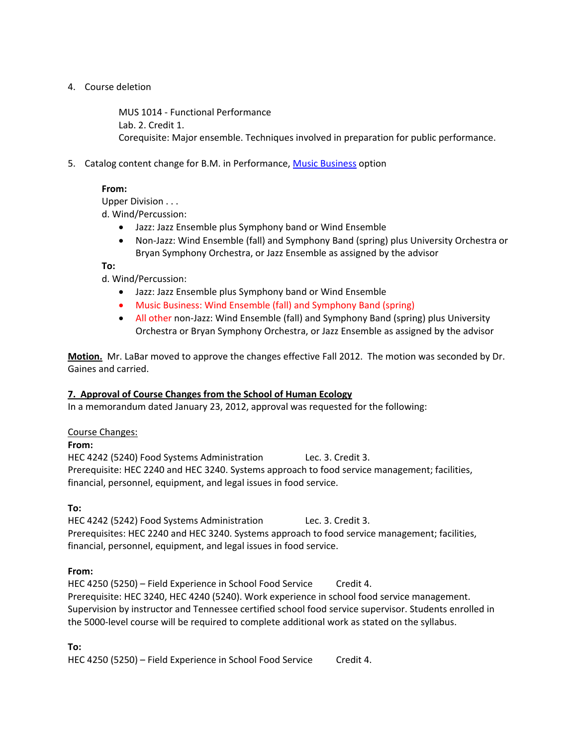4. Course deletion

   MUS 1014 - Functional Performance
   Lab. 2. Credit 1.
   Corequisite: Major ensemble. Techniques involved in preparation for public performance.

5. Catalog content change for B.M. in Performance, Music Business option

   **From:**
   Upper Division . . .
   d. Wind/Percussion:
   - Jazz: Jazz Ensemble plus Symphony band or Wind Ensemble
   - Non-Jazz: Wind Ensemble (fall) and Symphony Band (spring) plus University Orchestra or Bryan Symphony Orchestra, or Jazz Ensemble as assigned by the advisor

   **To:**
   d. Wind/Percussion:
   - Jazz: Jazz Ensemble plus Symphony band or Wind Ensemble
   - Music Business: Wind Ensemble (fall) and Symphony Band (spring)
   - All other non-Jazz: Wind Ensemble (fall) and Symphony Band (spring) plus University Orchestra or Bryan Symphony Orchestra, or Jazz Ensemble as assigned by the advisor

**Motion.** Mr. LaBar moved to approve the changes effective Fall 2012. The motion was seconded by Dr. Gaines and carried.

**7. Approval of Course Changes from the School of Human Ecology**

In a memorandum dated January 23, 2012, approval was requested for the following:

Course Changes:

**From:**
HEC 4242 (5240) Food Systems Administration Lec. 3. Credit 3.
Prerequisite: HEC 2240 and HEC 3240. Systems approach to food service management; facilities, financial, personnel, equipment, and legal issues in food service.

**To:**
HEC 4242 (5242) Food Systems Administration Lec. 3. Credit 3.
Prerequisites: HEC 2240 and HEC 3240. Systems approach to food service management; facilities, financial, personnel, equipment, and legal issues in food service.

**From:**
HEC 4250 (5250) – Field Experience in School Food Service Credit 4.
Prerequisite: HEC 3240, HEC 4240 (5240). Work experience in school food service management. Supervision by instructor and Tennessee certified school food service supervisor. Students enrolled in the 5000-level course will be required to complete additional work as stated on the syllabus.

**To:**
HEC 4250 (5250) – Field Experience in School Food Service Credit 4.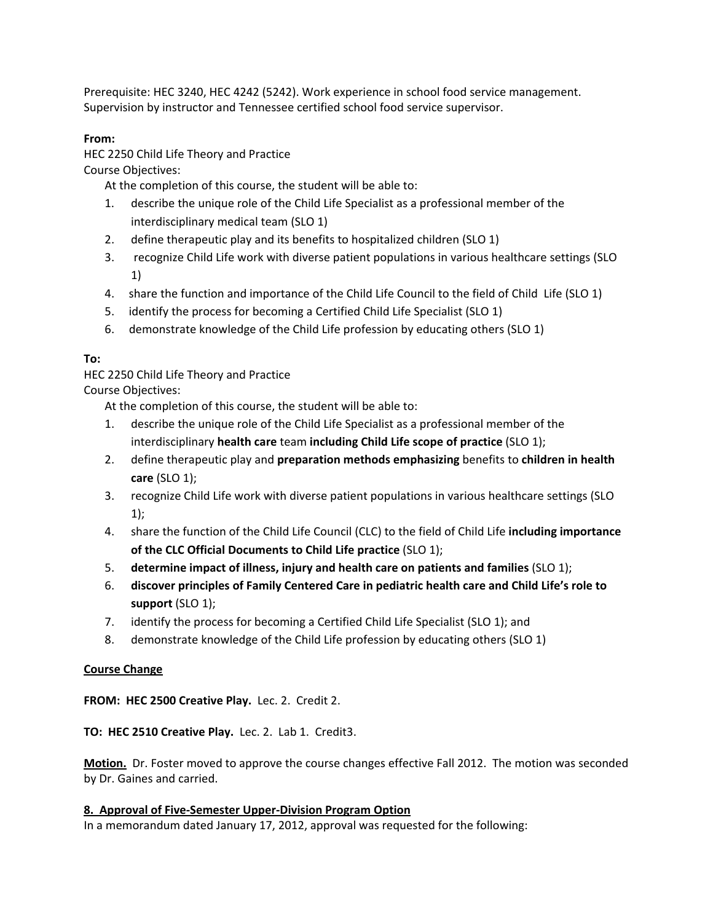Prerequisite: HEC 3240, HEC 4242 (5242). Work experience in school food service management. Supervision by instructor and Tennessee certified school food service supervisor.

**From:**
HEC 2250 Child Life Theory and Practice
Course Objectives:
At the completion of this course, the student will be able to:

1. describe the unique role of the Child Life Specialist as a professional member of the interdisciplinary medical team (SLO 1)
2. define therapeutic play and its benefits to hospitalized children (SLO 1)
3. recognize Child Life work with diverse patient populations in various healthcare settings (SLO 1)
4. share the function and importance of the Child Life Council to the field of Child Life (SLO 1)
5. identify the process for becoming a Certified Child Life Specialist (SLO 1)
6. demonstrate knowledge of the Child Life profession by educating others (SLO 1)

**To:**
HEC 2250 Child Life Theory and Practice
Course Objectives:
At the completion of this course, the student will be able to:

1. describe the unique role of the Child Life Specialist as a professional member of the interdisciplinary **health care** team **including Child Life scope of practice** (SLO 1);
2. define therapeutic play and **preparation methods emphasizing** benefits to **children in health care** (SLO 1);
3. recognize Child Life work with diverse patient populations in various healthcare settings (SLO 1);
4. share the function of the Child Life Council (CLC) to the field of Child Life **including importance of the CLC Official Documents to Child Life practice** (SLO 1);
5. **determine impact of illness, injury and health care on patients and families** (SLO 1);
6. **discover principles of Family Centered Care in pediatric health care and Child Life's role to support** (SLO 1);
7. identify the process for becoming a Certified Child Life Specialist (SLO 1); and
8. demonstrate knowledge of the Child Life profession by educating others (SLO 1)

<u>**Course Change**</u>

**FROM: HEC 2500 Creative Play.** Lec. 2. Credit 2.

**TO: HEC 2510 Creative Play.** Lec. 2. Lab 1. Credit3.

<u>**Motion.**</u> Dr. Foster moved to approve the course changes effective Fall 2012. The motion was seconded by Dr. Gaines and carried.

<u>**8. Approval of Five-Semester Upper-Division Program Option**</u>
In a memorandum dated January 17, 2012, approval was requested for the following: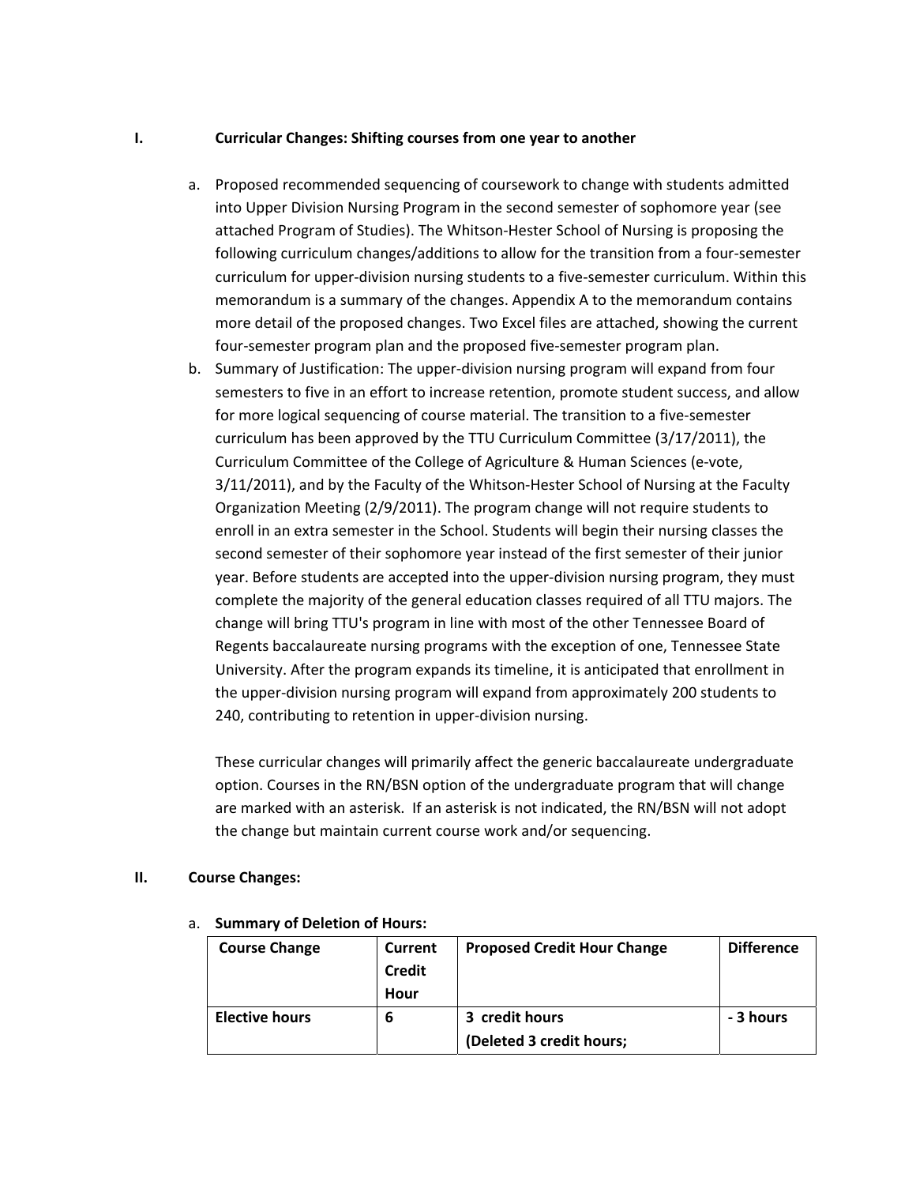## I. Curricular Changes: Shifting courses from one year to another

a. Proposed recommended sequencing of coursework to change with students admitted into Upper Division Nursing Program in the second semester of sophomore year (see attached Program of Studies). The Whitson-Hester School of Nursing is proposing the following curriculum changes/additions to allow for the transition from a four-semester curriculum for upper-division nursing students to a five-semester curriculum. Within this memorandum is a summary of the changes. Appendix A to the memorandum contains more detail of the proposed changes. Two Excel files are attached, showing the current four-semester program plan and the proposed five-semester program plan.

b. Summary of Justification: The upper-division nursing program will expand from four semesters to five in an effort to increase retention, promote student success, and allow for more logical sequencing of course material. The transition to a five-semester curriculum has been approved by the TTU Curriculum Committee (3/17/2011), the Curriculum Committee of the College of Agriculture & Human Sciences (e-vote, 3/11/2011), and by the Faculty of the Whitson-Hester School of Nursing at the Faculty Organization Meeting (2/9/2011). The program change will not require students to enroll in an extra semester in the School. Students will begin their nursing classes the second semester of their sophomore year instead of the first semester of their junior year. Before students are accepted into the upper-division nursing program, they must complete the majority of the general education classes required of all TTU majors. The change will bring TTU's program in line with most of the other Tennessee Board of Regents baccalaureate nursing programs with the exception of one, Tennessee State University. After the program expands its timeline, it is anticipated that enrollment in the upper-division nursing program will expand from approximately 200 students to 240, contributing to retention in upper-division nursing.

   These curricular changes will primarily affect the generic baccalaureate undergraduate option. Courses in the RN/BSN option of the undergraduate program that will change are marked with an asterisk. If an asterisk is not indicated, the RN/BSN will not adopt the change but maintain current course work and/or sequencing.

## II. Course Changes:

a. **Summary of Deletion of Hours:**

| Course Change | Current Credit Hour | Proposed Credit Hour Change | Difference |
|---|---|---|---|
| **Elective hours** | **6** | **3 credit hours (Deleted 3 credit hours;** | **- 3 hours** |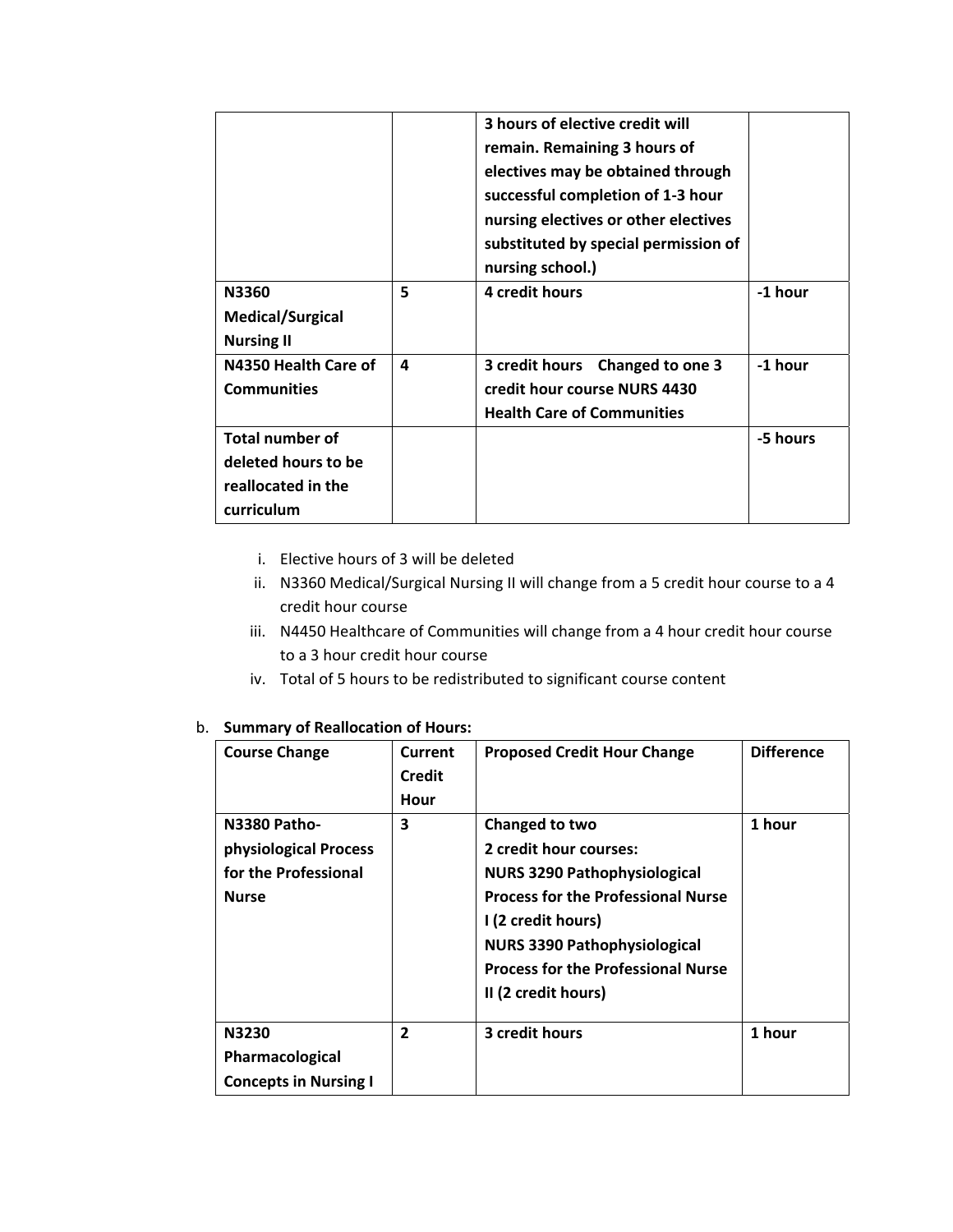| | | 3 hours of elective credit will remain. Remaining 3 hours of electives may be obtained through successful completion of 1-3 hour nursing electives or other electives substituted by special permission of nursing school.) | |
|---|---|---|---|
| **N3360 Medical/Surgical Nursing II** | **5** | **4 credit hours** | **-1 hour** |
| **N4350 Health Care of Communities** | **4** | **3 credit hours Changed to one 3 credit hour course NURS 4430 Health Care of Communities** | **-1 hour** |
| **Total number of deleted hours to be reallocated in the curriculum** | | | **-5 hours** |

i. Elective hours of 3 will be deleted
ii. N3360 Medical/Surgical Nursing II will change from a 5 credit hour course to a 4 credit hour course
iii. N4450 Healthcare of Communities will change from a 4 hour credit hour course to a 3 hour credit hour course
iv. Total of 5 hours to be redistributed to significant course content

b. **Summary of Reallocation of Hours:**

| Course Change | Current Credit Hour | Proposed Credit Hour Change | Difference |
|---|---|---|---|
| **N3380 Patho-physiological Process for the Professional Nurse** | **3** | **Changed to two 2 credit hour courses: NURS 3290 Pathophysiological Process for the Professional Nurse I (2 credit hours) NURS 3390 Pathophysiological Process for the Professional Nurse II (2 credit hours)** | **1 hour** |
| **N3230 Pharmacological Concepts in Nursing I** | **2** | **3 credit hours** | **1 hour** |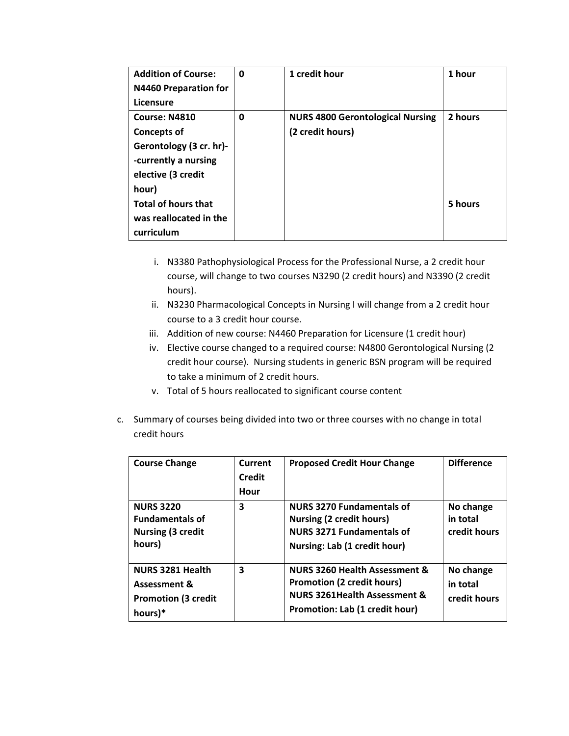| | | | |
|---|---|---|---|
| **Addition of Course: N4460 Preparation for Licensure** | **0** | **1 credit hour** | **1 hour** |
| **Course: N4810 Concepts of Gerontology (3 cr. hr)--currently a nursing elective (3 credit hour)** | **0** | **NURS 4800 Gerontological Nursing (2 credit hours)** | **2 hours** |
| **Total of hours that was reallocated in the curriculum** | | | **5 hours** |

i. N3380 Pathophysiological Process for the Professional Nurse, a 2 credit hour course, will change to two courses N3290 (2 credit hours) and N3390 (2 credit hours).
ii. N3230 Pharmacological Concepts in Nursing I will change from a 2 credit hour course to a 3 credit hour course.
iii. Addition of new course: N4460 Preparation for Licensure (1 credit hour)
iv. Elective course changed to a required course: N4800 Gerontological Nursing (2 credit hour course). Nursing students in generic BSN program will be required to take a minimum of 2 credit hours.
v. Total of 5 hours reallocated to significant course content

c. Summary of courses being divided into two or three courses with no change in total credit hours

| Course Change | Current Credit Hour | Proposed Credit Hour Change | Difference |
|---|---|---|---|
| **NURS 3220 Fundamentals of Nursing (3 credit hours)** | **3** | **NURS 3270 Fundamentals of Nursing (2 credit hours)**<br>**NURS 3271 Fundamentals of Nursing: Lab (1 credit hour)** | **No change in total credit hours** |
| **NURS 3281 Health Assessment & Promotion (3 credit hours)*** | **3** | **NURS 3260 Health Assessment & Promotion (2 credit hours)**<br>**NURS 3261Health Assessment & Promotion: Lab (1 credit hour)** | **No change in total credit hours** |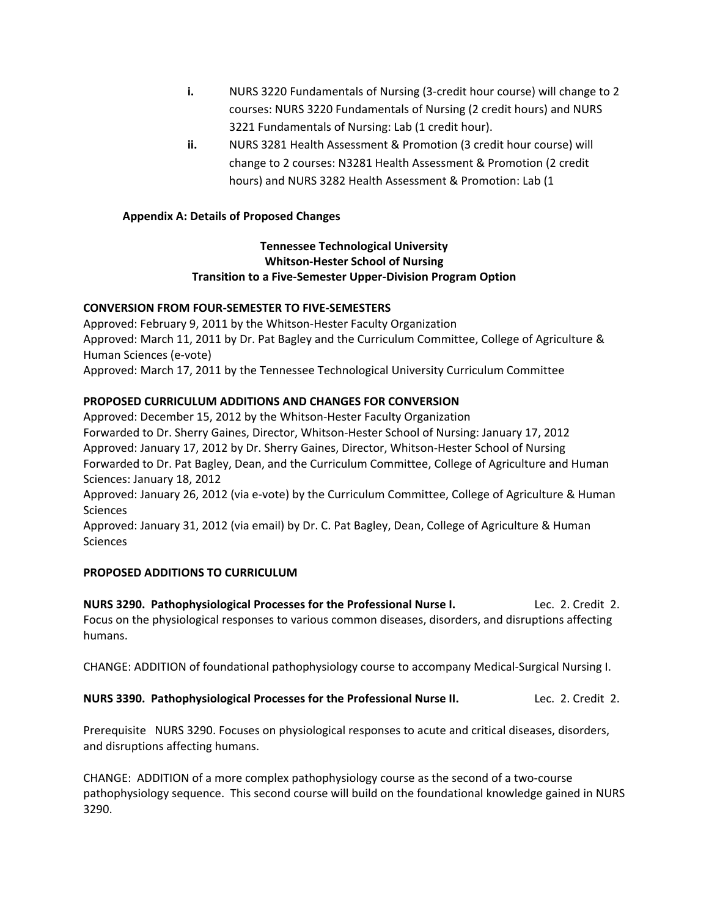i. NURS 3220 Fundamentals of Nursing (3-credit hour course) will change to 2 courses: NURS 3220 Fundamentals of Nursing (2 credit hours) and NURS 3221 Fundamentals of Nursing: Lab (1 credit hour).

ii. NURS 3281 Health Assessment & Promotion (3 credit hour course) will change to 2 courses: N3281 Health Assessment & Promotion (2 credit hours) and NURS 3282 Health Assessment & Promotion: Lab (1

## Appendix A: Details of Proposed Changes

**Tennessee Technological University**
**Whitson-Hester School of Nursing**
**Transition to a Five-Semester Upper-Division Program Option**

**CONVERSION FROM FOUR-SEMESTER TO FIVE-SEMESTERS**

Approved: February 9, 2011 by the Whitson-Hester Faculty Organization
Approved: March 11, 2011 by Dr. Pat Bagley and the Curriculum Committee, College of Agriculture & Human Sciences (e-vote)
Approved: March 17, 2011 by the Tennessee Technological University Curriculum Committee

**PROPOSED CURRICULUM ADDITIONS AND CHANGES FOR CONVERSION**

Approved: December 15, 2012 by the Whitson-Hester Faculty Organization
Forwarded to Dr. Sherry Gaines, Director, Whitson-Hester School of Nursing: January 17, 2012
Approved: January 17, 2012 by Dr. Sherry Gaines, Director, Whitson-Hester School of Nursing
Forwarded to Dr. Pat Bagley, Dean, and the Curriculum Committee, College of Agriculture and Human Sciences: January 18, 2012
Approved: January 26, 2012 (via e-vote) by the Curriculum Committee, College of Agriculture & Human Sciences
Approved: January 31, 2012 (via email) by Dr. C. Pat Bagley, Dean, College of Agriculture & Human Sciences

**PROPOSED ADDITIONS TO CURRICULUM**

**NURS 3290. Pathophysiological Processes for the Professional Nurse I.** Lec. 2. Credit 2.
Focus on the physiological responses to various common diseases, disorders, and disruptions affecting humans.

CHANGE: ADDITION of foundational pathophysiology course to accompany Medical-Surgical Nursing I.

**NURS 3390. Pathophysiological Processes for the Professional Nurse II.** Lec. 2. Credit 2.

Prerequisite NURS 3290. Focuses on physiological responses to acute and critical diseases, disorders, and disruptions affecting humans.

CHANGE: ADDITION of a more complex pathophysiology course as the second of a two-course pathophysiology sequence. This second course will build on the foundational knowledge gained in NURS 3290.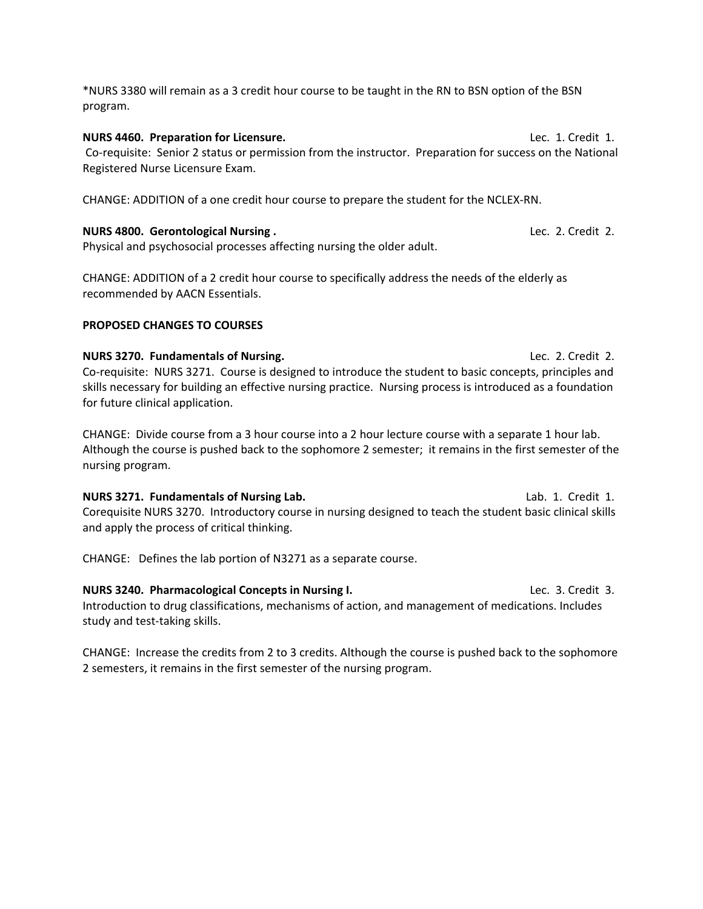*NURS 3380 will remain as a 3 credit hour course to be taught in the RN to BSN option of the BSN program.

**NURS 4460. Preparation for Licensure.** Lec. 1. Credit 1.
Co-requisite: Senior 2 status or permission from the instructor. Preparation for success on the National Registered Nurse Licensure Exam.

CHANGE: ADDITION of a one credit hour course to prepare the student for the NCLEX-RN.

**NURS 4800. Gerontological Nursing .** Lec. 2. Credit 2.
Physical and psychosocial processes affecting nursing the older adult.

CHANGE: ADDITION of a 2 credit hour course to specifically address the needs of the elderly as recommended by AACN Essentials.

**PROPOSED CHANGES TO COURSES**

**NURS 3270. Fundamentals of Nursing.** Lec. 2. Credit 2.
Co-requisite: NURS 3271. Course is designed to introduce the student to basic concepts, principles and skills necessary for building an effective nursing practice. Nursing process is introduced as a foundation for future clinical application.

CHANGE: Divide course from a 3 hour course into a 2 hour lecture course with a separate 1 hour lab. Although the course is pushed back to the sophomore 2 semester; it remains in the first semester of the nursing program.

**NURS 3271. Fundamentals of Nursing Lab.** Lab. 1. Credit 1.
Corequisite NURS 3270. Introductory course in nursing designed to teach the student basic clinical skills and apply the process of critical thinking.

CHANGE: Defines the lab portion of N3271 as a separate course.

**NURS 3240. Pharmacological Concepts in Nursing I.** Lec. 3. Credit 3.
Introduction to drug classifications, mechanisms of action, and management of medications. Includes study and test-taking skills.

CHANGE: Increase the credits from 2 to 3 credits. Although the course is pushed back to the sophomore 2 semesters, it remains in the first semester of the nursing program.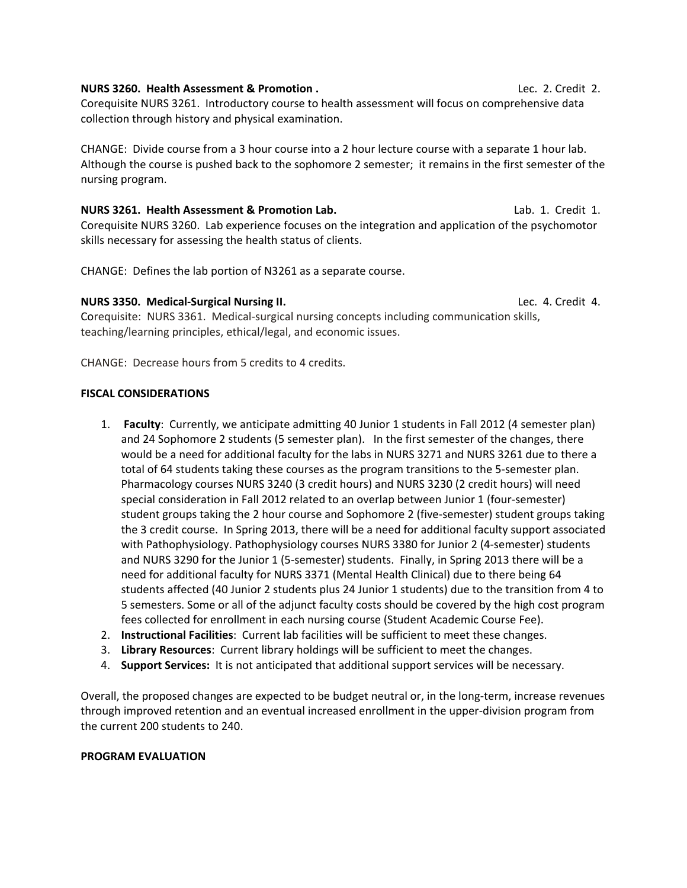**NURS 3260. Health Assessment & Promotion .** Lec. 2. Credit 2.
Corequisite NURS 3261. Introductory course to health assessment will focus on comprehensive data collection through history and physical examination.

CHANGE: Divide course from a 3 hour course into a 2 hour lecture course with a separate 1 hour lab. Although the course is pushed back to the sophomore 2 semester; it remains in the first semester of the nursing program.

**NURS 3261. Health Assessment & Promotion Lab.** Lab. 1. Credit 1.
Corequisite NURS 3260. Lab experience focuses on the integration and application of the psychomotor skills necessary for assessing the health status of clients.

CHANGE: Defines the lab portion of N3261 as a separate course.

**NURS 3350. Medical-Surgical Nursing II.** Lec. 4. Credit 4.
Corequisite: NURS 3361. Medical-surgical nursing concepts including communication skills, teaching/learning principles, ethical/legal, and economic issues.

CHANGE: Decrease hours from 5 credits to 4 credits.

**FISCAL CONSIDERATIONS**

1. **Faculty**: Currently, we anticipate admitting 40 Junior 1 students in Fall 2012 (4 semester plan) and 24 Sophomore 2 students (5 semester plan). In the first semester of the changes, there would be a need for additional faculty for the labs in NURS 3271 and NURS 3261 due to there a total of 64 students taking these courses as the program transitions to the 5-semester plan. Pharmacology courses NURS 3240 (3 credit hours) and NURS 3230 (2 credit hours) will need special consideration in Fall 2012 related to an overlap between Junior 1 (four-semester) student groups taking the 2 hour course and Sophomore 2 (five-semester) student groups taking the 3 credit course. In Spring 2013, there will be a need for additional faculty support associated with Pathophysiology. Pathophysiology courses NURS 3380 for Junior 2 (4-semester) students and NURS 3290 for the Junior 1 (5-semester) students. Finally, in Spring 2013 there will be a need for additional faculty for NURS 3371 (Mental Health Clinical) due to there being 64 students affected (40 Junior 2 students plus 24 Junior 1 students) due to the transition from 4 to 5 semesters. Some or all of the adjunct faculty costs should be covered by the high cost program fees collected for enrollment in each nursing course (Student Academic Course Fee).
2. **Instructional Facilities**: Current lab facilities will be sufficient to meet these changes.
3. **Library Resources**: Current library holdings will be sufficient to meet the changes.
4. **Support Services:** It is not anticipated that additional support services will be necessary.

Overall, the proposed changes are expected to be budget neutral or, in the long-term, increase revenues through improved retention and an eventual increased enrollment in the upper-division program from the current 200 students to 240.

**PROGRAM EVALUATION**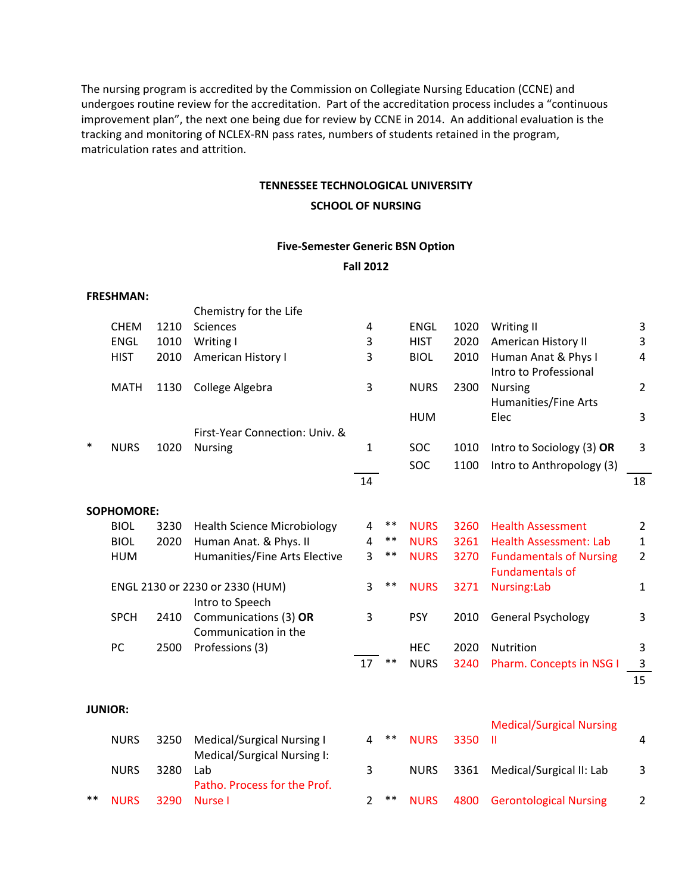The nursing program is accredited by the Commission on Collegiate Nursing Education (CCNE) and undergoes routine review for the accreditation. Part of the accreditation process includes a "continuous improvement plan", the next one being due for review by CCNE in 2014. An additional evaluation is the tracking and monitoring of NCLEX-RN pass rates, numbers of students retained in the program, matriculation rates and attrition.

**TENNESSEE TECHNOLOGICAL UNIVERSITY**

**SCHOOL OF NURSING**

**Five-Semester Generic BSN Option**

**Fall 2012**

**FRESHMAN:**

| | | | | | | | | | |
|---|---|---|---|---|---|---|---|---|---|
| | CHEM | 1210 | Chemistry for the Life Sciences | 4 | | ENGL | 1020 | Writing II | 3 |
| | ENGL | 1010 | Writing I | 3 | | HIST | 2020 | American History II | 3 |
| | HIST | 2010 | American History I | 3 | | BIOL | 2010 | Human Anat & Phys I | 4 |
| | MATH | 1130 | College Algebra | 3 | | NURS | 2300 | Intro to Professional Nursing | 2 |
| | | | | | | HUM | | Humanities/Fine Arts Elec | 3 |
| * | NURS | 1020 | First-Year Connection: Univ. & Nursing | 1 | | SOC | 1010 | Intro to Sociology (3) **OR** | 3 |
| | | | | | | SOC | 1100 | Intro to Anthropology (3) | |
| | | | | 14 | | | | | 18 |

**SOPHOMORE:**

| | | | | | | | | | |
|---|---|---|---|---|---|---|---|---|---|
| | BIOL | 3230 | Health Science Microbiology | 4 | ** | NURS | 3260 | Health Assessment | 2 |
| | BIOL | 2020 | Human Anat. & Phys. II | 4 | ** | NURS | 3261 | Health Assessment: Lab | 1 |
| | HUM | | Humanities/Fine Arts Elective | 3 | ** | NURS | 3270 | Fundamentals of Nursing | 2 |
| | ENGL 2130 or 2230 or 2330 (HUM) | | | 3 | ** | NURS | 3271 | Fundamentals of Nursing:Lab | 1 |
| | SPCH | 2410 | Intro to Speech Communications (3) **OR** | 3 | | PSY | 2010 | General Psychology | 3 |
| | PC | 2500 | Communication in the Professions (3) | | | HEC | 2020 | Nutrition | 3 |
| | | | | 17 | ** | NURS | 3240 | Pharm. Concepts in NSG I | 3 |
| | | | | | | | | | 15 |

**JUNIOR:**

| | | | | | | | | | |
|---|---|---|---|---|---|---|---|---|---|
| | NURS | 3250 | Medical/Surgical Nursing I | 4 | ** | NURS | 3350 | Medical/Surgical Nursing II | 4 |
| | NURS | 3280 | Medical/Surgical Nursing I: Lab | 3 | | NURS | 3361 | Medical/Surgical II: Lab | 3 |
| ** | NURS | 3290 | Patho. Process for the Prof. Nurse I | 2 | ** | NURS | 4800 | Gerontological Nursing | 2 |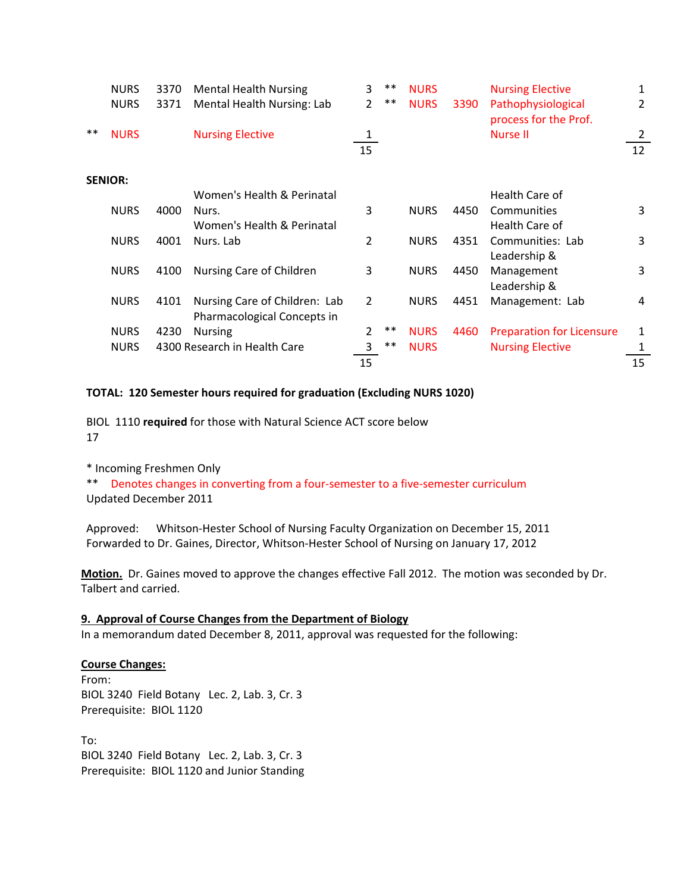| | | | | | | | | | |
|---|---|---|---|---|---|---|---|---|---|
| | NURS | 3370 | Mental Health Nursing | 3 | ** | NURS | | Nursing Elective | 1 |
| | NURS | 3371 | Mental Health Nursing: Lab | 2 | ** | NURS | 3390 | Pathophysiological process for the Prof. Nurse II | 2 |
| ** | NURS | | Nursing Elective | 1 | | | | | 2 |
| | | | | 15 | | | | | 12 |

**SENIOR:**

| | | | | | | | | | |
|---|---|---|---|---|---|---|---|---|---|
| | NURS | 4000 | Women's Health & Perinatal Nurs. | 3 | | NURS | 4450 | Health Care of Communities | 3 |
| | NURS | 4001 | Women's Health & Perinatal Nurs. Lab | 2 | | NURS | 4351 | Health Care of Communities: Lab | 3 |
| | NURS | 4100 | Nursing Care of Children | 3 | | NURS | 4450 | Leadership & Management | 3 |
| | NURS | 4101 | Nursing Care of Children: Lab | 2 | | NURS | 4451 | Leadership & Management: Lab | 4 |
| | NURS | 4230 | Pharmacological Concepts in Nursing | 2 | ** | NURS | 4460 | Preparation for Licensure | 1 |
| | NURS | 4300 | Research in Health Care | 3 | ** | NURS | | Nursing Elective | 1 |
| | | | | 15 | | | | | 15 |

**TOTAL: 120 Semester hours required for graduation (Excluding NURS 1020)**

BIOL 1110 **required** for those with Natural Science ACT score below 17

\* Incoming Freshmen Only
** Denotes changes in converting from a four-semester to a five-semester curriculum
Updated December 2011

Approved: Whitson-Hester School of Nursing Faculty Organization on December 15, 2011
Forwarded to Dr. Gaines, Director, Whitson-Hester School of Nursing on January 17, 2012

**Motion.** Dr. Gaines moved to approve the changes effective Fall 2012. The motion was seconded by Dr. Talbert and carried.

## 9. Approval of Course Changes from the Department of Biology

In a memorandum dated December 8, 2011, approval was requested for the following:

**Course Changes:**

From:
BIOL 3240 Field Botany Lec. 2, Lab. 3, Cr. 3
Prerequisite: BIOL 1120

To:
BIOL 3240 Field Botany Lec. 2, Lab. 3, Cr. 3
Prerequisite: BIOL 1120 and Junior Standing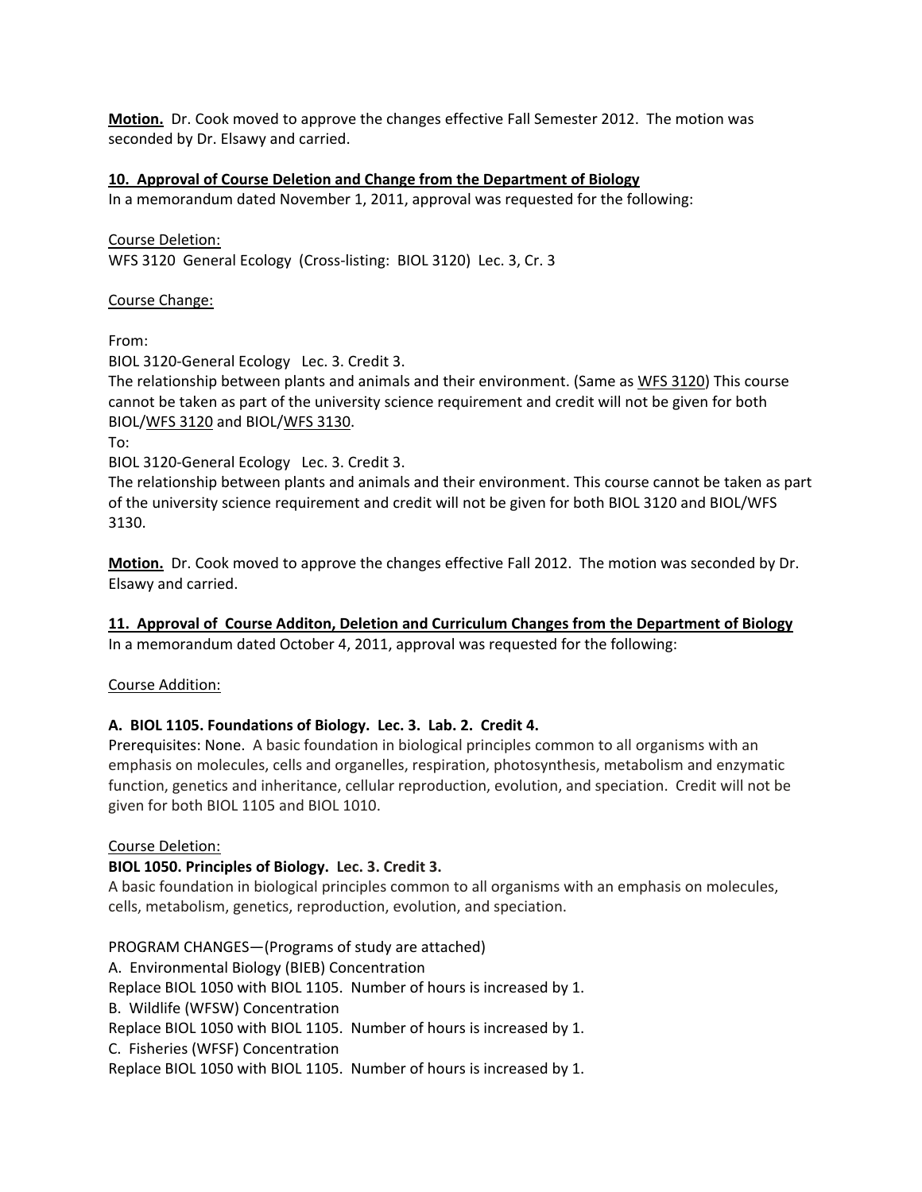**Motion.** Dr. Cook moved to approve the changes effective Fall Semester 2012. The motion was seconded by Dr. Elsawy and carried.

**10. Approval of Course Deletion and Change from the Department of Biology**

In a memorandum dated November 1, 2011, approval was requested for the following:

Course Deletion:

WFS 3120 General Ecology (Cross-listing: BIOL 3120) Lec. 3, Cr. 3

Course Change:

From:

BIOL 3120-General Ecology Lec. 3. Credit 3.

The relationship between plants and animals and their environment. (Same as WFS 3120) This course cannot be taken as part of the university science requirement and credit will not be given for both BIOL/WFS 3120 and BIOL/WFS 3130.

To:

BIOL 3120-General Ecology Lec. 3. Credit 3.

The relationship between plants and animals and their environment. This course cannot be taken as part of the university science requirement and credit will not be given for both BIOL 3120 and BIOL/WFS 3130.

**Motion.** Dr. Cook moved to approve the changes effective Fall 2012. The motion was seconded by Dr. Elsawy and carried.

**11. Approval of Course Additon, Deletion and Curriculum Changes from the Department of Biology**

In a memorandum dated October 4, 2011, approval was requested for the following:

Course Addition:

**A. BIOL 1105. Foundations of Biology. Lec. 3. Lab. 2. Credit 4.**

Prerequisites: None. A basic foundation in biological principles common to all organisms with an emphasis on molecules, cells and organelles, respiration, photosynthesis, metabolism and enzymatic function, genetics and inheritance, cellular reproduction, evolution, and speciation. Credit will not be given for both BIOL 1105 and BIOL 1010.

Course Deletion:

**BIOL 1050. Principles of Biology. Lec. 3. Credit 3.**

A basic foundation in biological principles common to all organisms with an emphasis on molecules, cells, metabolism, genetics, reproduction, evolution, and speciation.

PROGRAM CHANGES—(Programs of study are attached)

A. Environmental Biology (BIEB) Concentration

Replace BIOL 1050 with BIOL 1105. Number of hours is increased by 1.

B. Wildlife (WFSW) Concentration

Replace BIOL 1050 with BIOL 1105. Number of hours is increased by 1.

C. Fisheries (WFSF) Concentration

Replace BIOL 1050 with BIOL 1105. Number of hours is increased by 1.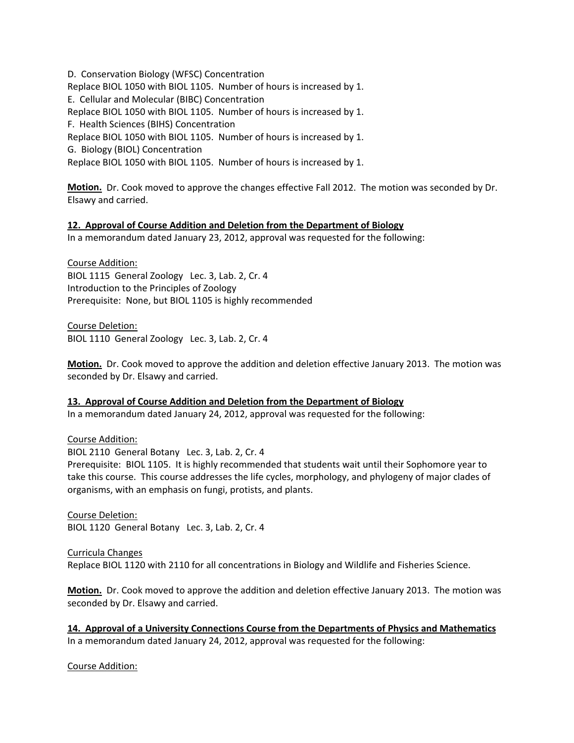D. Conservation Biology (WFSC) Concentration
Replace BIOL 1050 with BIOL 1105. Number of hours is increased by 1.
E. Cellular and Molecular (BIBC) Concentration
Replace BIOL 1050 with BIOL 1105. Number of hours is increased by 1.
F. Health Sciences (BIHS) Concentration
Replace BIOL 1050 with BIOL 1105. Number of hours is increased by 1.
G. Biology (BIOL) Concentration
Replace BIOL 1050 with BIOL 1105. Number of hours is increased by 1.

**Motion.** Dr. Cook moved to approve the changes effective Fall 2012. The motion was seconded by Dr. Elsawy and carried.

**12. Approval of Course Addition and Deletion from the Department of Biology**
In a memorandum dated January 23, 2012, approval was requested for the following:

Course Addition:
BIOL 1115 General Zoology Lec. 3, Lab. 2, Cr. 4
Introduction to the Principles of Zoology
Prerequisite: None, but BIOL 1105 is highly recommended

Course Deletion:
BIOL 1110 General Zoology Lec. 3, Lab. 2, Cr. 4

**Motion.** Dr. Cook moved to approve the addition and deletion effective January 2013. The motion was seconded by Dr. Elsawy and carried.

**13. Approval of Course Addition and Deletion from the Department of Biology**
In a memorandum dated January 24, 2012, approval was requested for the following:

Course Addition:
BIOL 2110 General Botany Lec. 3, Lab. 2, Cr. 4
Prerequisite: BIOL 1105. It is highly recommended that students wait until their Sophomore year to take this course. This course addresses the life cycles, morphology, and phylogeny of major clades of organisms, with an emphasis on fungi, protists, and plants.

Course Deletion:
BIOL 1120 General Botany Lec. 3, Lab. 2, Cr. 4

Curricula Changes
Replace BIOL 1120 with 2110 for all concentrations in Biology and Wildlife and Fisheries Science.

**Motion.** Dr. Cook moved to approve the addition and deletion effective January 2013. The motion was seconded by Dr. Elsawy and carried.

**14. Approval of a University Connections Course from the Departments of Physics and Mathematics**
In a memorandum dated January 24, 2012, approval was requested for the following:

Course Addition: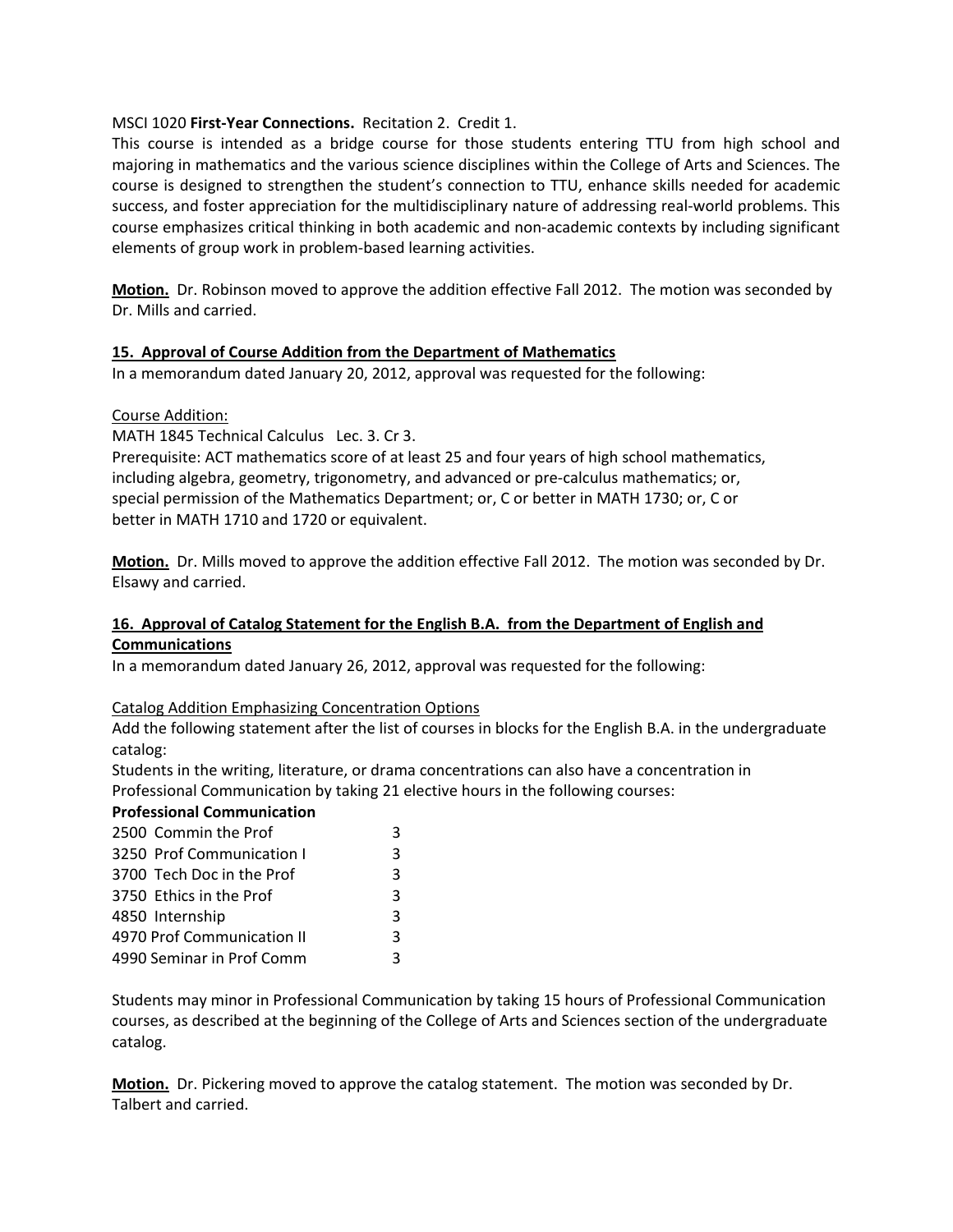MSCI 1020 **First-Year Connections.** Recitation 2. Credit 1.
This course is intended as a bridge course for those students entering TTU from high school and majoring in mathematics and the various science disciplines within the College of Arts and Sciences. The course is designed to strengthen the student's connection to TTU, enhance skills needed for academic success, and foster appreciation for the multidisciplinary nature of addressing real-world problems. This course emphasizes critical thinking in both academic and non-academic contexts by including significant elements of group work in problem-based learning activities.

**Motion.** Dr. Robinson moved to approve the addition effective Fall 2012. The motion was seconded by Dr. Mills and carried.

**15. Approval of Course Addition from the Department of Mathematics**

In a memorandum dated January 20, 2012, approval was requested for the following:

Course Addition:
MATH 1845 Technical Calculus Lec. 3. Cr 3.
Prerequisite: ACT mathematics score of at least 25 and four years of high school mathematics, including algebra, geometry, trigonometry, and advanced or pre-calculus mathematics; or, special permission of the Mathematics Department; or, C or better in MATH 1730; or, C or better in MATH 1710 and 1720 or equivalent.

**Motion.** Dr. Mills moved to approve the addition effective Fall 2012. The motion was seconded by Dr. Elsawy and carried.

**16. Approval of Catalog Statement for the English B.A. from the Department of English and Communications**

In a memorandum dated January 26, 2012, approval was requested for the following:

Catalog Addition Emphasizing Concentration Options
Add the following statement after the list of courses in blocks for the English B.A. in the undergraduate catalog:
Students in the writing, literature, or drama concentrations can also have a concentration in Professional Communication by taking 21 elective hours in the following courses:

**Professional Communication**

| | |
|---|---|
| 2500 Commin the Prof | 3 |
| 3250 Prof Communication I | 3 |
| 3700 Tech Doc in the Prof | 3 |
| 3750 Ethics in the Prof | 3 |
| 4850 Internship | 3 |
| 4970 Prof Communication II | 3 |
| 4990 Seminar in Prof Comm | 3 |

Students may minor in Professional Communication by taking 15 hours of Professional Communication courses, as described at the beginning of the College of Arts and Sciences section of the undergraduate catalog.

**Motion.** Dr. Pickering moved to approve the catalog statement. The motion was seconded by Dr. Talbert and carried.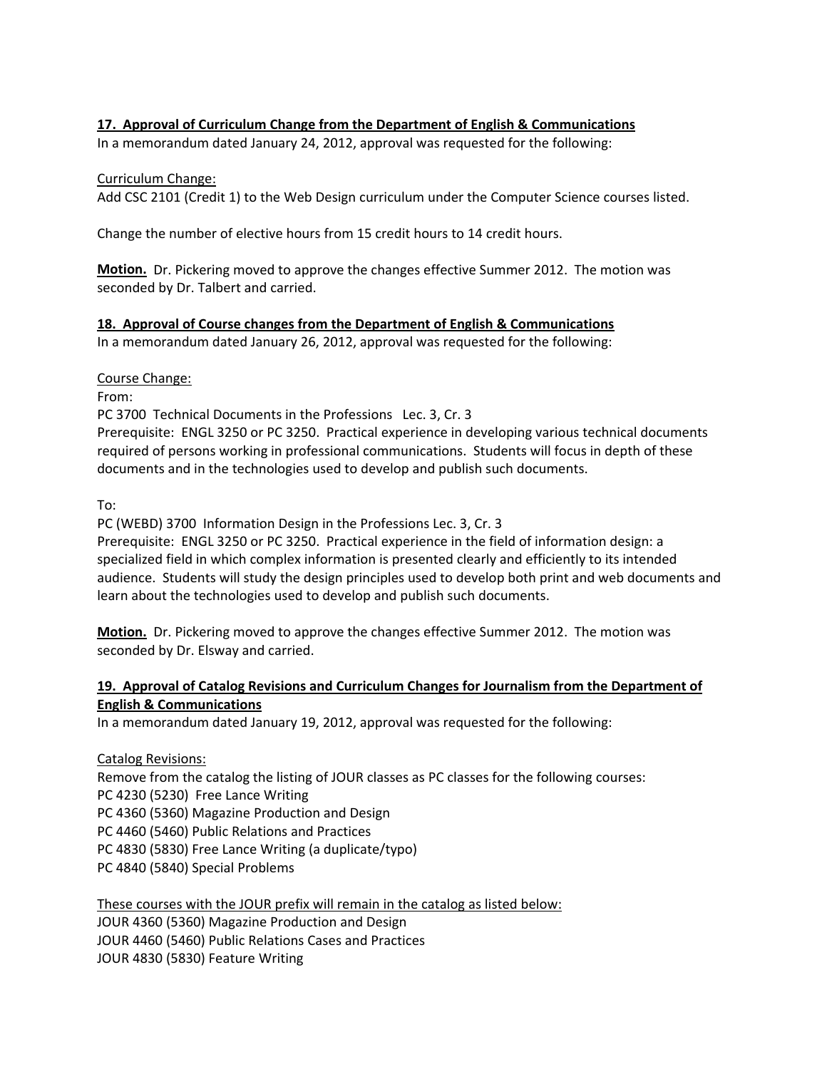**17. Approval of Curriculum Change from the Department of English & Communications**

In a memorandum dated January 24, 2012, approval was requested for the following:

Curriculum Change:

Add CSC 2101 (Credit 1) to the Web Design curriculum under the Computer Science courses listed.

Change the number of elective hours from 15 credit hours to 14 credit hours.

**Motion.** Dr. Pickering moved to approve the changes effective Summer 2012. The motion was seconded by Dr. Talbert and carried.

**18. Approval of Course changes from the Department of English & Communications**

In a memorandum dated January 26, 2012, approval was requested for the following:

Course Change:

From:

PC 3700 Technical Documents in the Professions Lec. 3, Cr. 3

Prerequisite: ENGL 3250 or PC 3250. Practical experience in developing various technical documents required of persons working in professional communications. Students will focus in depth of these documents and in the technologies used to develop and publish such documents.

To:

PC (WEBD) 3700 Information Design in the Professions Lec. 3, Cr. 3

Prerequisite: ENGL 3250 or PC 3250. Practical experience in the field of information design: a specialized field in which complex information is presented clearly and efficiently to its intended audience. Students will study the design principles used to develop both print and web documents and learn about the technologies used to develop and publish such documents.

**Motion.** Dr. Pickering moved to approve the changes effective Summer 2012. The motion was seconded by Dr. Elsway and carried.

**19. Approval of Catalog Revisions and Curriculum Changes for Journalism from the Department of English & Communications**

In a memorandum dated January 19, 2012, approval was requested for the following:

Catalog Revisions:

Remove from the catalog the listing of JOUR classes as PC classes for the following courses:

PC 4230 (5230) Free Lance Writing
PC 4360 (5360) Magazine Production and Design
PC 4460 (5460) Public Relations and Practices
PC 4830 (5830) Free Lance Writing (a duplicate/typo)
PC 4840 (5840) Special Problems

These courses with the JOUR prefix will remain in the catalog as listed below:

JOUR 4360 (5360) Magazine Production and Design
JOUR 4460 (5460) Public Relations Cases and Practices
JOUR 4830 (5830) Feature Writing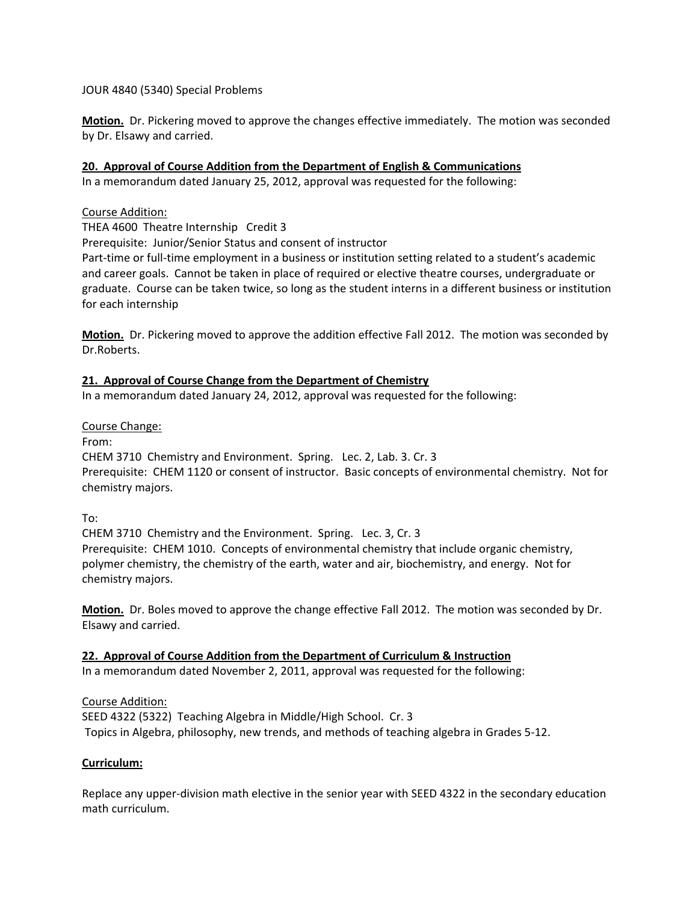JOUR 4840 (5340) Special Problems

**Motion.** Dr. Pickering moved to approve the changes effective immediately. The motion was seconded by Dr. Elsawy and carried.

**20. Approval of Course Addition from the Department of English & Communications**

In a memorandum dated January 25, 2012, approval was requested for the following:

Course Addition:

THEA 4600 Theatre Internship Credit 3

Prerequisite: Junior/Senior Status and consent of instructor

Part-time or full-time employment in a business or institution setting related to a student's academic and career goals. Cannot be taken in place of required or elective theatre courses, undergraduate or graduate. Course can be taken twice, so long as the student interns in a different business or institution for each internship

**Motion.** Dr. Pickering moved to approve the addition effective Fall 2012. The motion was seconded by Dr.Roberts.

**21. Approval of Course Change from the Department of Chemistry**

In a memorandum dated January 24, 2012, approval was requested for the following:

Course Change:

From:

CHEM 3710 Chemistry and Environment. Spring. Lec. 2, Lab. 3. Cr. 3

Prerequisite: CHEM 1120 or consent of instructor. Basic concepts of environmental chemistry. Not for chemistry majors.

To:

CHEM 3710 Chemistry and the Environment. Spring. Lec. 3, Cr. 3

Prerequisite: CHEM 1010. Concepts of environmental chemistry that include organic chemistry, polymer chemistry, the chemistry of the earth, water and air, biochemistry, and energy. Not for chemistry majors.

**Motion.** Dr. Boles moved to approve the change effective Fall 2012. The motion was seconded by Dr. Elsawy and carried.

**22. Approval of Course Addition from the Department of Curriculum & Instruction**

In a memorandum dated November 2, 2011, approval was requested for the following:

Course Addition:

SEED 4322 (5322) Teaching Algebra in Middle/High School. Cr. 3

Topics in Algebra, philosophy, new trends, and methods of teaching algebra in Grades 5-12.

**Curriculum:**

Replace any upper-division math elective in the senior year with SEED 4322 in the secondary education math curriculum.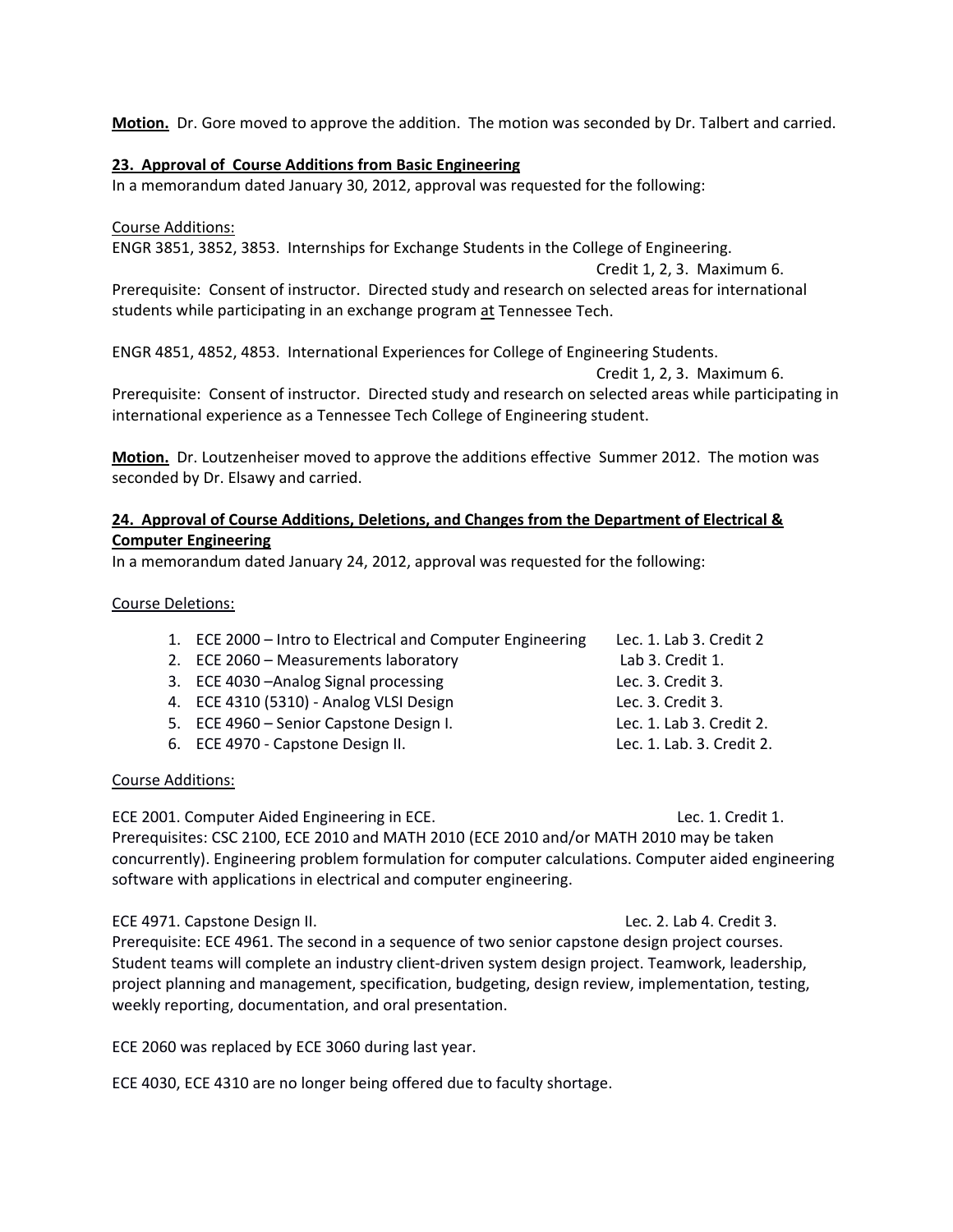**Motion.** Dr. Gore moved to approve the addition. The motion was seconded by Dr. Talbert and carried.

**23. Approval of Course Additions from Basic Engineering**

In a memorandum dated January 30, 2012, approval was requested for the following:

Course Additions:

ENGR 3851, 3852, 3853. Internships for Exchange Students in the College of Engineering.
Credit 1, 2, 3. Maximum 6.
Prerequisite: Consent of instructor. Directed study and research on selected areas for international students while participating in an exchange program at Tennessee Tech.

ENGR 4851, 4852, 4853. International Experiences for College of Engineering Students.
Credit 1, 2, 3. Maximum 6.
Prerequisite: Consent of instructor. Directed study and research on selected areas while participating in international experience as a Tennessee Tech College of Engineering student.

**Motion.** Dr. Loutzenheiser moved to approve the additions effective Summer 2012. The motion was seconded by Dr. Elsawy and carried.

**24. Approval of Course Additions, Deletions, and Changes from the Department of Electrical & Computer Engineering**

In a memorandum dated January 24, 2012, approval was requested for the following:

Course Deletions:

1. ECE 2000 – Intro to Electrical and Computer Engineering Lec. 1. Lab 3. Credit 2
2. ECE 2060 – Measurements laboratory Lab 3. Credit 1.
3. ECE 4030 –Analog Signal processing Lec. 3. Credit 3.
4. ECE 4310 (5310) - Analog VLSI Design Lec. 3. Credit 3.
5. ECE 4960 – Senior Capstone Design I. Lec. 1. Lab 3. Credit 2.
6. ECE 4970 - Capstone Design II. Lec. 1. Lab. 3. Credit 2.

Course Additions:

ECE 2001. Computer Aided Engineering in ECE. Lec. 1. Credit 1.
Prerequisites: CSC 2100, ECE 2010 and MATH 2010 (ECE 2010 and/or MATH 2010 may be taken concurrently). Engineering problem formulation for computer calculations. Computer aided engineering software with applications in electrical and computer engineering.

ECE 4971. Capstone Design II. Lec. 2. Lab 4. Credit 3.
Prerequisite: ECE 4961. The second in a sequence of two senior capstone design project courses. Student teams will complete an industry client-driven system design project. Teamwork, leadership, project planning and management, specification, budgeting, design review, implementation, testing, weekly reporting, documentation, and oral presentation.

ECE 2060 was replaced by ECE 3060 during last year.

ECE 4030, ECE 4310 are no longer being offered due to faculty shortage.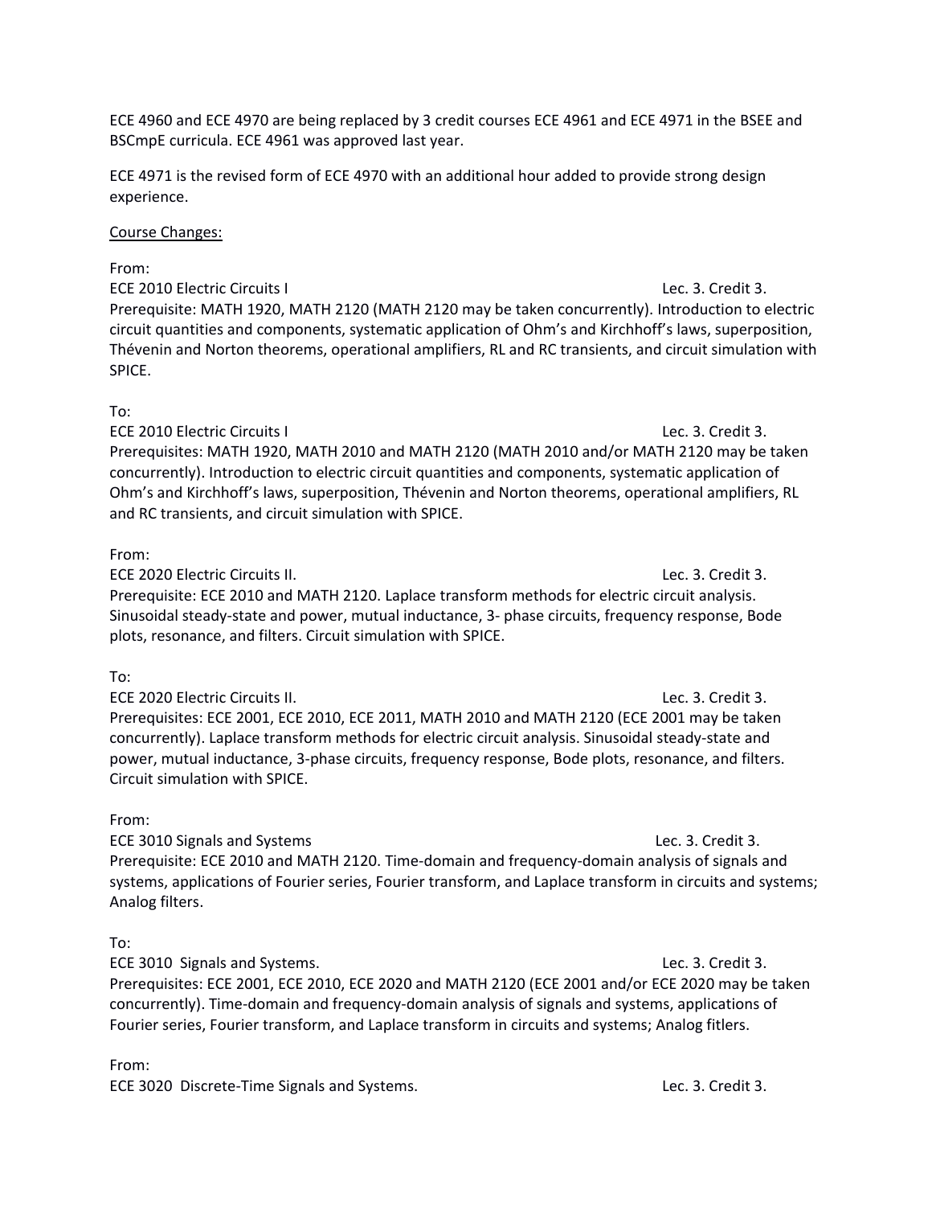ECE 4960 and ECE 4970 are being replaced by 3 credit courses ECE 4961 and ECE 4971 in the BSEE and BSCmpE curricula. ECE 4961 was approved last year.

ECE 4971 is the revised form of ECE 4970 with an additional hour added to provide strong design experience.

Course Changes:

From:

ECE 2010 Electric Circuits I Lec. 3. Credit 3.
Prerequisite: MATH 1920, MATH 2120 (MATH 2120 may be taken concurrently). Introduction to electric circuit quantities and components, systematic application of Ohm's and Kirchhoff's laws, superposition, Thévenin and Norton theorems, operational amplifiers, RL and RC transients, and circuit simulation with SPICE.

To:

ECE 2010 Electric Circuits I Lec. 3. Credit 3.
Prerequisites: MATH 1920, MATH 2010 and MATH 2120 (MATH 2010 and/or MATH 2120 may be taken concurrently). Introduction to electric circuit quantities and components, systematic application of Ohm's and Kirchhoff's laws, superposition, Thévenin and Norton theorems, operational amplifiers, RL and RC transients, and circuit simulation with SPICE.

From:

ECE 2020 Electric Circuits II. Lec. 3. Credit 3.
Prerequisite: ECE 2010 and MATH 2120. Laplace transform methods for electric circuit analysis. Sinusoidal steady-state and power, mutual inductance, 3- phase circuits, frequency response, Bode plots, resonance, and filters. Circuit simulation with SPICE.

To:

ECE 2020 Electric Circuits II. Lec. 3. Credit 3.
Prerequisites: ECE 2001, ECE 2010, ECE 2011, MATH 2010 and MATH 2120 (ECE 2001 may be taken concurrently). Laplace transform methods for electric circuit analysis. Sinusoidal steady-state and power, mutual inductance, 3-phase circuits, frequency response, Bode plots, resonance, and filters. Circuit simulation with SPICE.

From:

ECE 3010 Signals and Systems Lec. 3. Credit 3.
Prerequisite: ECE 2010 and MATH 2120. Time-domain and frequency-domain analysis of signals and systems, applications of Fourier series, Fourier transform, and Laplace transform in circuits and systems; Analog filters.

To:

ECE 3010 Signals and Systems. Lec. 3. Credit 3.
Prerequisites: ECE 2001, ECE 2010, ECE 2020 and MATH 2120 (ECE 2001 and/or ECE 2020 may be taken concurrently). Time-domain and frequency-domain analysis of signals and systems, applications of Fourier series, Fourier transform, and Laplace transform in circuits and systems; Analog fitlers.

From:

ECE 3020 Discrete-Time Signals and Systems. Lec. 3. Credit 3.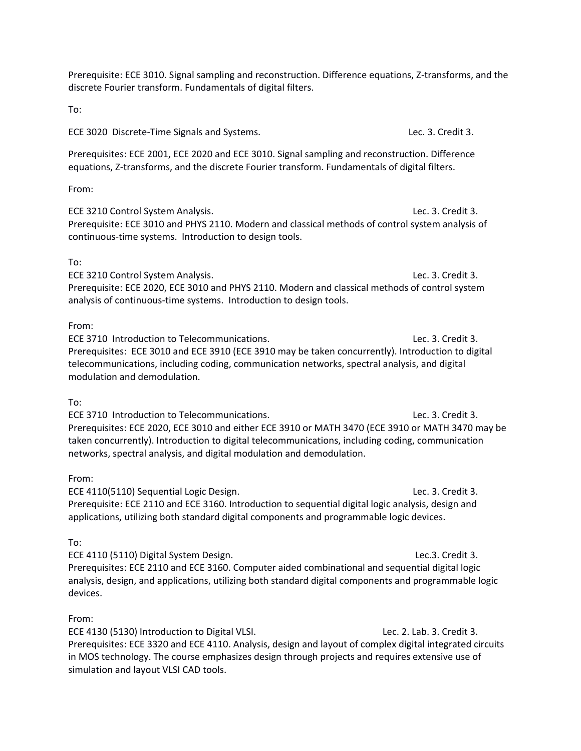Prerequisite: ECE 3010. Signal sampling and reconstruction. Difference equations, Z-transforms, and the discrete Fourier transform. Fundamentals of digital filters.

To:

ECE 3020 Discrete-Time Signals and Systems. Lec. 3. Credit 3.

Prerequisites: ECE 2001, ECE 2020 and ECE 3010. Signal sampling and reconstruction. Difference equations, Z-transforms, and the discrete Fourier transform. Fundamentals of digital filters.

From:

ECE 3210 Control System Analysis. Lec. 3. Credit 3.
Prerequisite: ECE 3010 and PHYS 2110. Modern and classical methods of control system analysis of continuous-time systems. Introduction to design tools.

To:
ECE 3210 Control System Analysis. Lec. 3. Credit 3.
Prerequisite: ECE 2020, ECE 3010 and PHYS 2110. Modern and classical methods of control system analysis of continuous-time systems. Introduction to design tools.

From:
ECE 3710 Introduction to Telecommunications. Lec. 3. Credit 3.
Prerequisites: ECE 3010 and ECE 3910 (ECE 3910 may be taken concurrently). Introduction to digital telecommunications, including coding, communication networks, spectral analysis, and digital modulation and demodulation.

To:
ECE 3710 Introduction to Telecommunications. Lec. 3. Credit 3.
Prerequisites: ECE 2020, ECE 3010 and either ECE 3910 or MATH 3470 (ECE 3910 or MATH 3470 may be taken concurrently). Introduction to digital telecommunications, including coding, communication networks, spectral analysis, and digital modulation and demodulation.

From:
ECE 4110(5110) Sequential Logic Design. Lec. 3. Credit 3.
Prerequisite: ECE 2110 and ECE 3160. Introduction to sequential digital logic analysis, design and applications, utilizing both standard digital components and programmable logic devices.

To:
ECE 4110 (5110) Digital System Design. Lec.3. Credit 3.
Prerequisites: ECE 2110 and ECE 3160. Computer aided combinational and sequential digital logic analysis, design, and applications, utilizing both standard digital components and programmable logic devices.

From:
ECE 4130 (5130) Introduction to Digital VLSI. Lec. 2. Lab. 3. Credit 3.
Prerequisites: ECE 3320 and ECE 4110. Analysis, design and layout of complex digital integrated circuits in MOS technology. The course emphasizes design through projects and requires extensive use of simulation and layout VLSI CAD tools.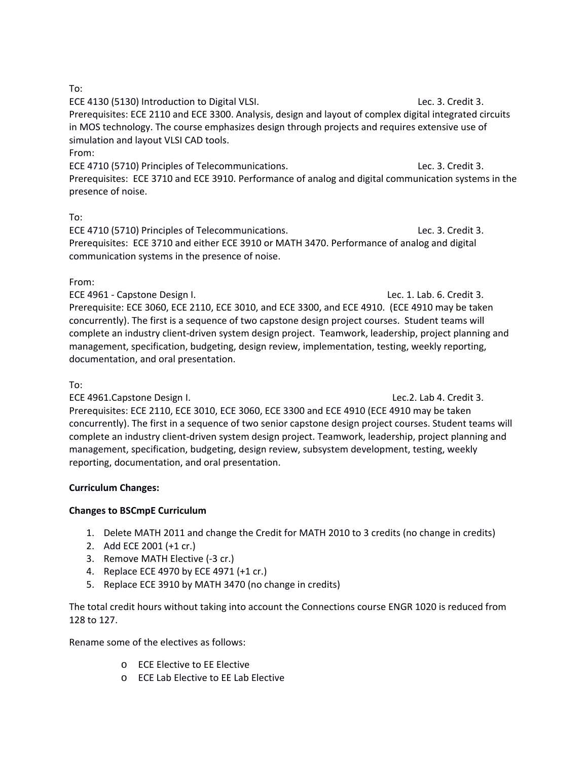To:

ECE 4130 (5130) Introduction to Digital VLSI. Lec. 3. Credit 3.
Prerequisites: ECE 2110 and ECE 3300. Analysis, design and layout of complex digital integrated circuits in MOS technology. The course emphasizes design through projects and requires extensive use of simulation and layout VLSI CAD tools.

From:

ECE 4710 (5710) Principles of Telecommunications. Lec. 3. Credit 3.
Prerequisites: ECE 3710 and ECE 3910. Performance of analog and digital communication systems in the presence of noise.

To:

ECE 4710 (5710) Principles of Telecommunications. Lec. 3. Credit 3.
Prerequisites: ECE 3710 and either ECE 3910 or MATH 3470. Performance of analog and digital communication systems in the presence of noise.

From:

ECE 4961 - Capstone Design I. Lec. 1. Lab. 6. Credit 3.
Prerequisite: ECE 3060, ECE 2110, ECE 3010, and ECE 3300, and ECE 4910. (ECE 4910 may be taken concurrently). The first is a sequence of two capstone design project courses. Student teams will complete an industry client-driven system design project. Teamwork, leadership, project planning and management, specification, budgeting, design review, implementation, testing, weekly reporting, documentation, and oral presentation.

To:

ECE 4961.Capstone Design I. Lec.2. Lab 4. Credit 3.
Prerequisites: ECE 2110, ECE 3010, ECE 3060, ECE 3300 and ECE 4910 (ECE 4910 may be taken concurrently). The first in a sequence of two senior capstone design project courses. Student teams will complete an industry client-driven system design project. Teamwork, leadership, project planning and management, specification, budgeting, design review, subsystem development, testing, weekly reporting, documentation, and oral presentation.

**Curriculum Changes:**

**Changes to BSCmpE Curriculum**

1. Delete MATH 2011 and change the Credit for MATH 2010 to 3 credits (no change in credits)
2. Add ECE 2001 (+1 cr.)
3. Remove MATH Elective (-3 cr.)
4. Replace ECE 4970 by ECE 4971 (+1 cr.)
5. Replace ECE 3910 by MATH 3470 (no change in credits)

The total credit hours without taking into account the Connections course ENGR 1020 is reduced from 128 to 127.

Rename some of the electives as follows:

- ECE Elective to EE Elective
- ECE Lab Elective to EE Lab Elective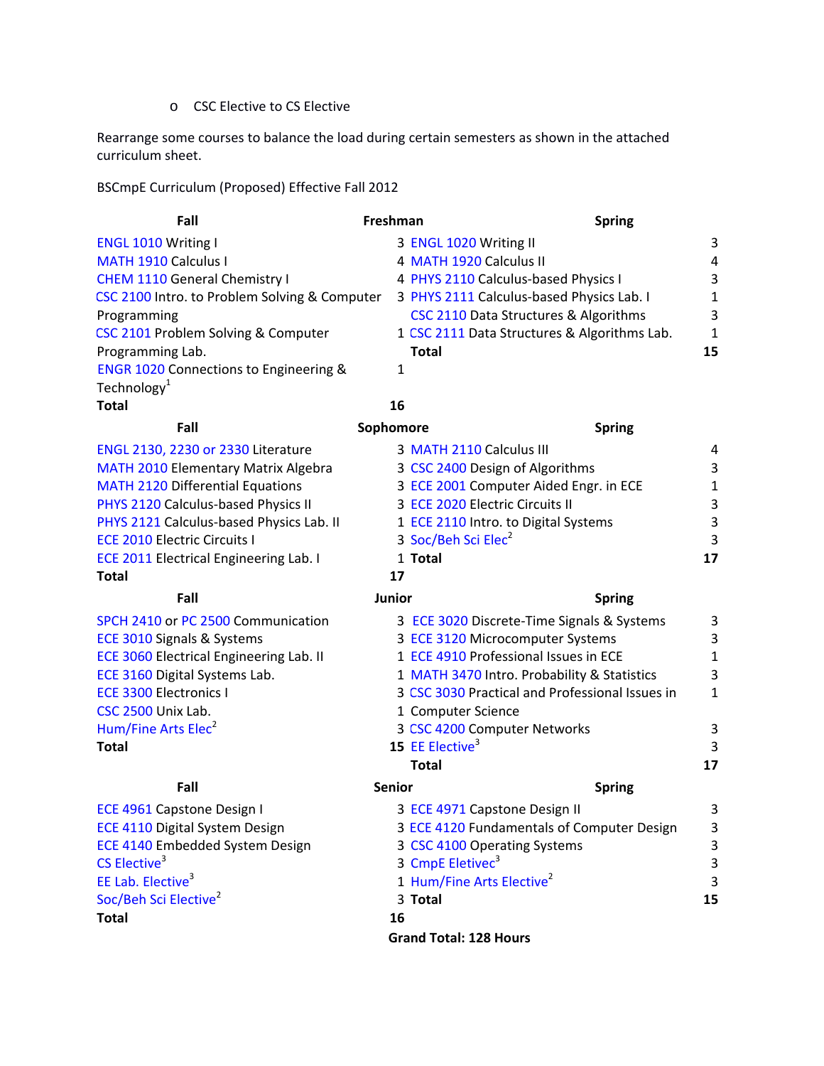- CSC Elective to CS Elective

Rearrange some courses to balance the load during certain semesters as shown in the attached curriculum sheet.

BSCmpE Curriculum (Proposed) Effective Fall 2012

| Fall | | Spring | |
|---|---|---|---|
| **Freshman** | | | |
| ENGL 1010 Writing I | 3 | ENGL 1020 Writing II | 3 |
| MATH 1910 Calculus I | 4 | MATH 1920 Calculus II | 4 |
| CHEM 1110 General Chemistry I | 4 | PHYS 2110 Calculus-based Physics I | 3 |
| CSC 2100 Intro. to Problem Solving & Computer Programming | 3 | PHYS 2111 Calculus-based Physics Lab. I | 1 |
| CSC 2101 Problem Solving & Computer Programming Lab. | 1 | CSC 2110 Data Structures & Algorithms | 3 |
| ENGR 1020 Connections to Engineering & Technology[1] | 1 | CSC 2111 Data Structures & Algorithms Lab. | 1 |
| **Total** | **16** | **Total** | **15** |
| **Sophomore** | | | |
| ENGL 2130, 2230 or 2330 Literature | 3 | MATH 2110 Calculus III | 4 |
| MATH 2010 Elementary Matrix Algebra | 3 | CSC 2400 Design of Algorithms | 3 |
| MATH 2120 Differential Equations | 3 | ECE 2001 Computer Aided Engr. in ECE | 1 |
| PHYS 2120 Calculus-based Physics II | 3 | ECE 2020 Electric Circuits II | 3 |
| PHYS 2121 Calculus-based Physics Lab. II | 1 | ECE 2110 Intro. to Digital Systems | 3 |
| ECE 2010 Electric Circuits I | 3 | Soc/Beh Sci Elec[2] | 3 |
| ECE 2011 Electrical Engineering Lab. I | 1 | **Total** | **17** |
| **Total** | **17** | | |
| **Junior** | | | |
| SPCH 2410 or PC 2500 Communication | 3 | ECE 3020 Discrete-Time Signals & Systems | 3 |
| ECE 3010 Signals & Systems | 3 | ECE 3120 Microcomputer Systems | 3 |
| ECE 3060 Electrical Engineering Lab. II | 1 | ECE 4910 Professional Issues in ECE | 1 |
| ECE 3160 Digital Systems Lab. | 1 | MATH 3470 Intro. Probability & Statistics | 3 |
| ECE 3300 Electronics I | 3 | CSC 3030 Practical and Professional Issues in Computer Science | 1 |
| CSC 2500 Unix Lab. | 1 | CSC 4200 Computer Networks | 3 |
| Hum/Fine Arts Elec[2] | 3 | EE Elective[3] | 3 |
| **Total** | **15** | **Total** | **17** |
| **Senior** | | | |
| ECE 4961 Capstone Design I | 3 | ECE 4971 Capstone Design II | 3 |
| ECE 4110 Digital System Design | 3 | ECE 4120 Fundamentals of Computer Design | 3 |
| ECE 4140 Embedded System Design | 3 | CSC 4100 Operating Systems | 3 |
| CS Elective[3] | 3 | CmpE Eletivec[3] | 3 |
| EE Lab. Elective[3] | 1 | Hum/Fine Arts Elective[2] | 3 |
| Soc/Beh Sci Elective[2] | 3 | **Total** | **15** |
| **Total** | **16** | | |

**Grand Total: 128 Hours**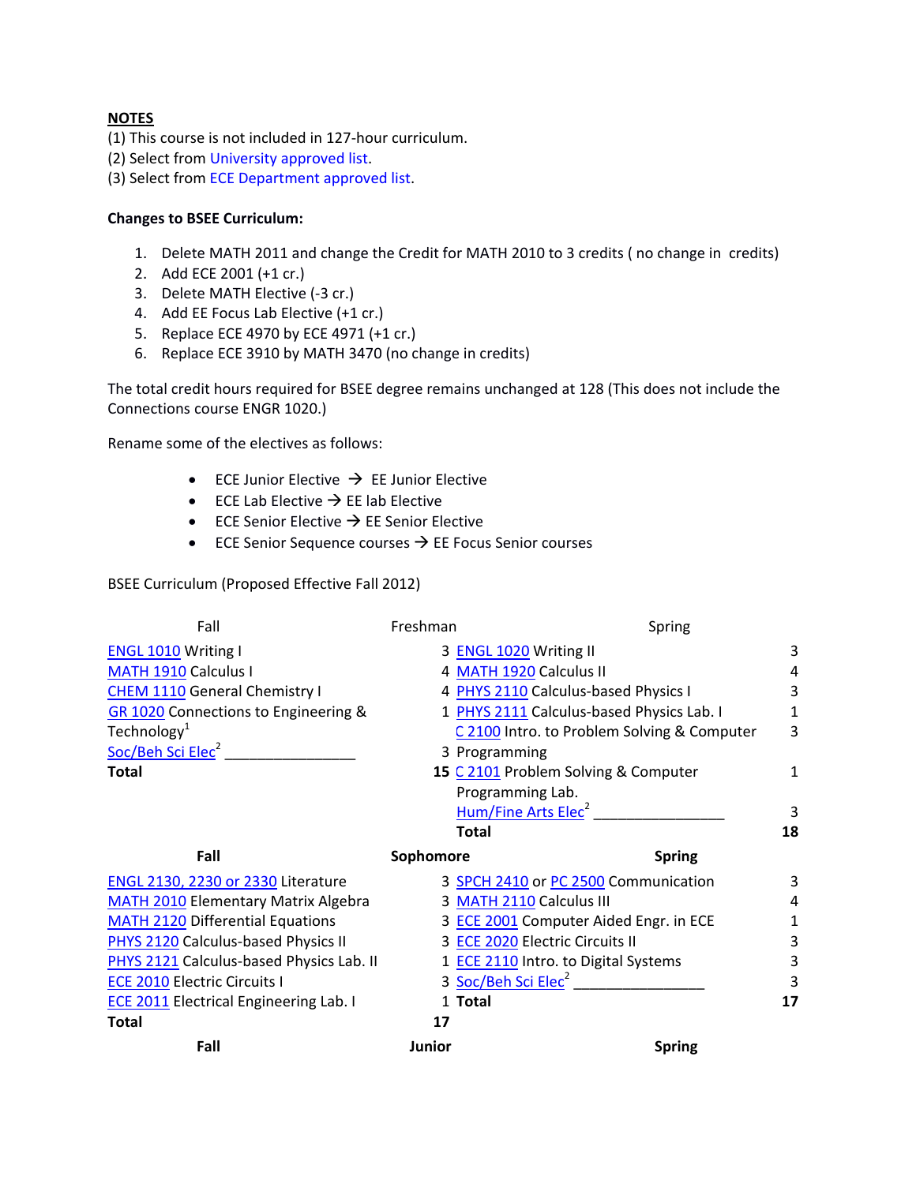**NOTES**

(1) This course is not included in 127-hour curriculum.
(2) Select from University approved list.
(3) Select from ECE Department approved list.

**Changes to BSEE Curriculum:**

1. Delete MATH 2011 and change the Credit for MATH 2010 to 3 credits ( no change in credits)
2. Add ECE 2001 (+1 cr.)
3. Delete MATH Elective (-3 cr.)
4. Add EE Focus Lab Elective (+1 cr.)
5. Replace ECE 4970 by ECE 4971 (+1 cr.)
6. Replace ECE 3910 by MATH 3470 (no change in credits)

The total credit hours required for BSEE degree remains unchanged at 128 (This does not include the Connections course ENGR 1020.)

Rename some of the electives as follows:

- ECE Junior Elective → EE Junior Elective
- ECE Lab Elective → EE lab Elective
- ECE Senior Elective → EE Senior Elective
- ECE Senior Sequence courses → EE Focus Senior courses

BSEE Curriculum (Proposed Effective Fall 2012)

| Fall | Freshman | Spring | |
|---|---|---|---|
| ENGL 1010 Writing I | 3 | ENGL 1020 Writing II | 3 |
| MATH 1910 Calculus I | 4 | MATH 1920 Calculus II | 4 |
| CHEM 1110 General Chemistry I | 4 | PHYS 2110 Calculus-based Physics I | 3 |
| GR 1020 Connections to Engineering & Technology[1] | 1 | PHYS 2111 Calculus-based Physics Lab. I | 1 |
| Soc/Beh Sci Elec[2] ________________ | 3 | C 2100 Intro. to Problem Solving & Computer Programming | 3 |
| **Total** | **15** | C 2101 Problem Solving & Computer Programming Lab. | 1 |
| | | Hum/Fine Arts Elec[2] ________________ | 3 |
| | | **Total** | **18** |
| **Fall** | **Sophomore** | **Spring** | |
| ENGL 2130, 2230 or 2330 Literature | 3 | SPCH 2410 or PC 2500 Communication | 3 |
| MATH 2010 Elementary Matrix Algebra | 3 | MATH 2110 Calculus III | 4 |
| MATH 2120 Differential Equations | 3 | ECE 2001 Computer Aided Engr. in ECE | 1 |
| PHYS 2120 Calculus-based Physics II | 3 | ECE 2020 Electric Circuits II | 3 |
| PHYS 2121 Calculus-based Physics Lab. II | 1 | ECE 2110 Intro. to Digital Systems | 3 |
| ECE 2010 Electric Circuits I | 3 | Soc/Beh Sci Elec[2] ________________ | 3 |
| ECE 2011 Electrical Engineering Lab. I | 1 | **Total** | **17** |
| **Total** | **17** | | |
| **Fall** | **Junior** | **Spring** | |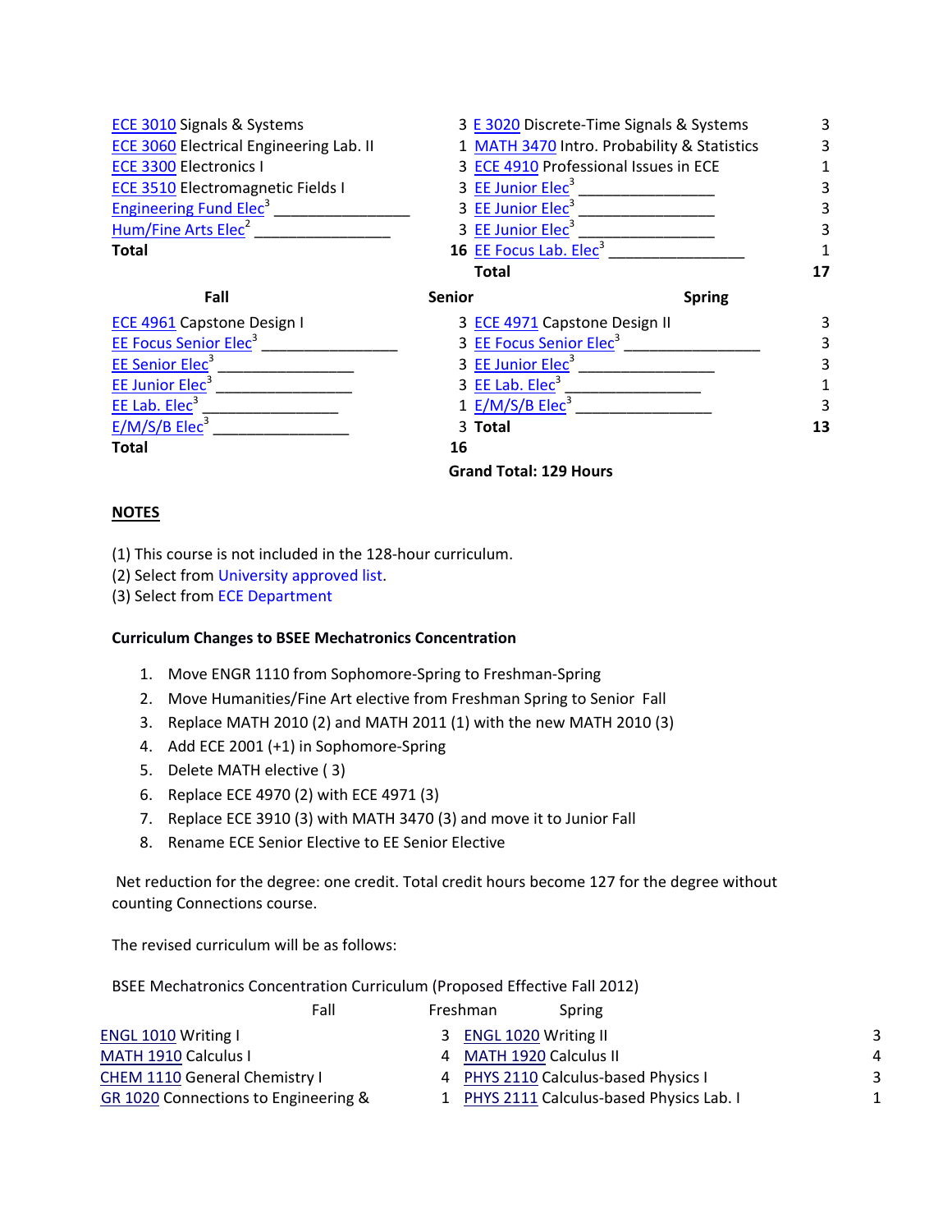| Fall | | Spring | |
|---|---|---|---|
| ECE 3010 Signals & Systems | 3 | E 3020 Discrete-Time Signals & Systems | 3 |
| ECE 3060 Electrical Engineering Lab. II | 1 | MATH 3470 Intro. Probability & Statistics | 3 |
| ECE 3300 Electronics I | 3 | ECE 4910 Professional Issues in ECE | 1 |
| ECE 3510 Electromagnetic Fields I | 3 | EE Junior Elec[3] _______________ | 3 |
| Engineering Fund Elec[3] _______________ | 3 | EE Junior Elec[3] _______________ | 3 |
| Hum/Fine Arts Elec[2] _______________ | 3 | EE Junior Elec[3] _______________ | 3 |
| **Total** | **16** | EE Focus Lab. Elec[3] _______________ | 1 |
| | | **Total** | **17** |

| **Fall** | **Senior** | **Spring** | |
|---|---|---|---|
| ECE 4961 Capstone Design I | 3 | ECE 4971 Capstone Design II | 3 |
| EE Focus Senior Elec[3] _______________ | 3 | EE Focus Senior Elec[3] _______________ | 3 |
| EE Senior Elec[3] _______________ | 3 | EE Junior Elec[3] _______________ | 3 |
| EE Junior Elec[3] _______________ | 3 | EE Lab. Elec[3] _______________ | 1 |
| EE Lab. Elec[3] _______________ | 1 | E/M/S/B Elec[3] _______________ | 3 |
| E/M/S/B Elec[3] _______________ | 3 | **Total** | **13** |
| **Total** | **16** | | |

**Grand Total: 129 Hours**

**NOTES**

(1) This course is not included in the 128-hour curriculum.
(2) Select from University approved list.
(3) Select from ECE Department

**Curriculum Changes to BSEE Mechatronics Concentration**

1. Move ENGR 1110 from Sophomore-Spring to Freshman-Spring
2. Move Humanities/Fine Art elective from Freshman Spring to Senior Fall
3. Replace MATH 2010 (2) and MATH 2011 (1) with the new MATH 2010 (3)
4. Add ECE 2001 (+1) in Sophomore-Spring
5. Delete MATH elective ( 3)
6. Replace ECE 4970 (2) with ECE 4971 (3)
7. Replace ECE 3910 (3) with MATH 3470 (3) and move it to Junior Fall
8. Rename ECE Senior Elective to EE Senior Elective

Net reduction for the degree: one credit. Total credit hours become 127 for the degree without counting Connections course.

The revised curriculum will be as follows:

BSEE Mechatronics Concentration Curriculum (Proposed Effective Fall 2012)

| Fall | Freshman | Spring | |
|---|---|---|---|
| ENGL 1010 Writing I | 3 | ENGL 1020 Writing II | 3 |
| MATH 1910 Calculus I | 4 | MATH 1920 Calculus II | 4 |
| CHEM 1110 General Chemistry I | 4 | PHYS 2110 Calculus-based Physics I | 3 |
| GR 1020 Connections to Engineering & | 1 | PHYS 2111 Calculus-based Physics Lab. I | 1 |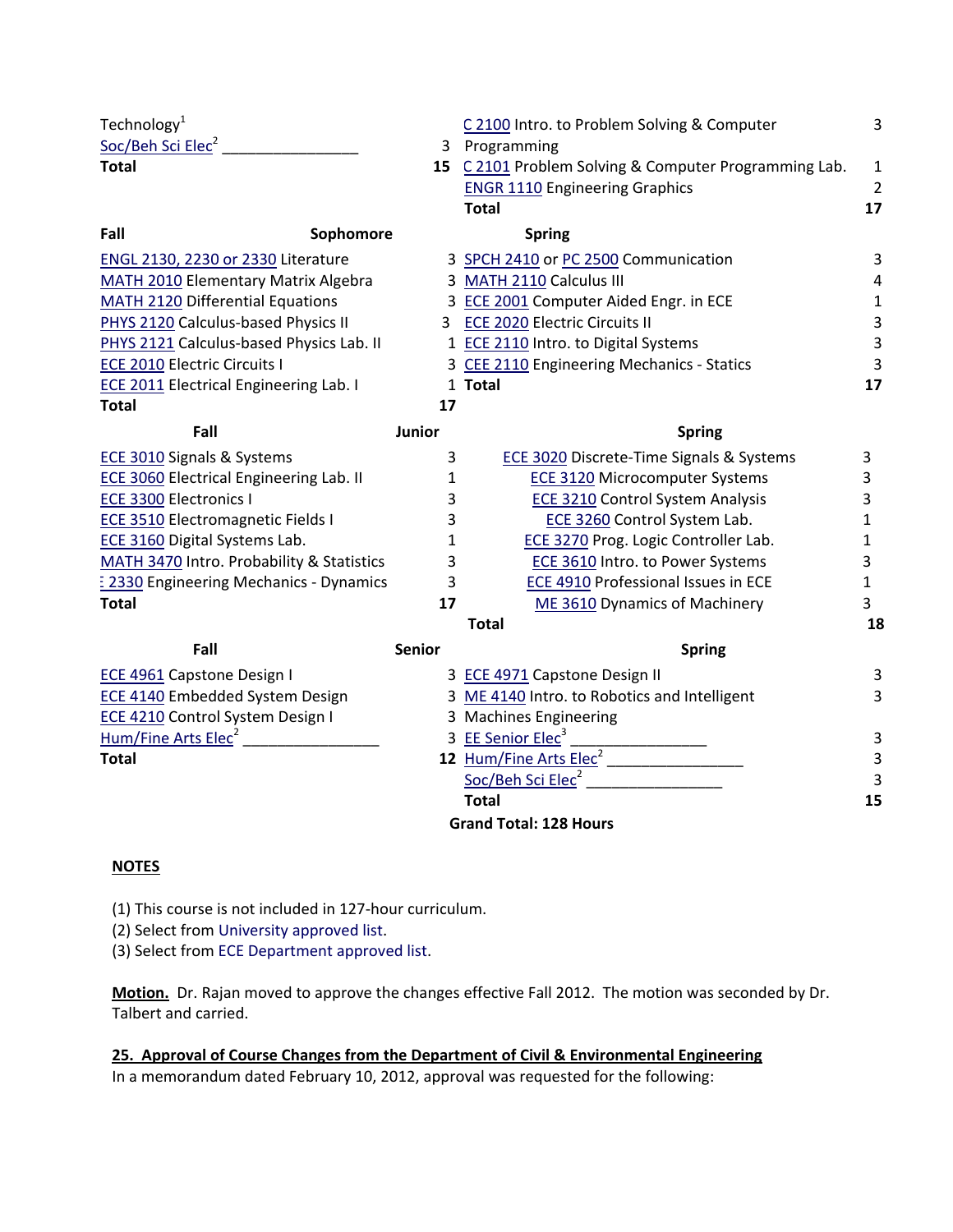| | | | |
|---|---|---|---|
| Technology[1] | | C 2100 Intro. to Problem Solving & Computer Programming | 3 |
| Soc/Beh Sci Elec[2] ________________ | 3 | C 2101 Problem Solving & Computer Programming Lab. | 1 |
| **Total** | **15** | ENGR 1110 Engineering Graphics | 2 |
| | | **Total** | **17** |

| **Fall** | **Sophomore** | **Spring** | |
|---|---|---|---|
| ENGL 2130, 2230 or 2330 Literature | 3 | SPCH 2410 or PC 2500 Communication | 3 |
| MATH 2010 Elementary Matrix Algebra | 3 | MATH 2110 Calculus III | 4 |
| MATH 2120 Differential Equations | 3 | ECE 2001 Computer Aided Engr. in ECE | 1 |
| PHYS 2120 Calculus-based Physics II | 3 | ECE 2020 Electric Circuits II | 3 |
| PHYS 2121 Calculus-based Physics Lab. II | 1 | ECE 2110 Intro. to Digital Systems | 3 |
| ECE 2010 Electric Circuits I | 3 | CEE 2110 Engineering Mechanics - Statics | 3 |
| ECE 2011 Electrical Engineering Lab. I | 1 | **Total** | **17** |
| **Total** | **17** | | |

| **Fall** | **Junior** | **Spring** | |
|---|---|---|---|
| ECE 3010 Signals & Systems | 3 | ECE 3020 Discrete-Time Signals & Systems | 3 |
| ECE 3060 Electrical Engineering Lab. II | 1 | ECE 3120 Microcomputer Systems | 3 |
| ECE 3300 Electronics I | 3 | ECE 3210 Control System Analysis | 3 |
| ECE 3510 Electromagnetic Fields I | 3 | ECE 3260 Control System Lab. | 1 |
| ECE 3160 Digital Systems Lab. | 1 | ECE 3270 Prog. Logic Controller Lab. | 1 |
| MATH 3470 Intro. Probability & Statistics | 3 | ECE 3610 Intro. to Power Systems | 3 |
| E 2330 Engineering Mechanics - Dynamics | 3 | ECE 4910 Professional Issues in ECE | 1 |
| **Total** | **17** | ME 3610 Dynamics of Machinery | 3 |
| | | **Total** | **18** |

| **Fall** | **Senior** | **Spring** | |
|---|---|---|---|
| ECE 4961 Capstone Design I | 3 | ECE 4971 Capstone Design II | 3 |
| ECE 4140 Embedded System Design | 3 | ME 4140 Intro. to Robotics and Intelligent Machines Engineering | 3 |
| ECE 4210 Control System Design I | 3 | EE Senior Elec[3] ________________ | 3 |
| Hum/Fine Arts Elec[2] ________________ | 3 | Hum/Fine Arts Elec[2] ________________ | 3 |
| **Total** | **12** | Soc/Beh Sci Elec[2] ________________ | 3 |
| | | **Total** | **15** |

**Grand Total: 128 Hours**

**NOTES**

(1) This course is not included in 127-hour curriculum.
(2) Select from University approved list.
(3) Select from ECE Department approved list.

**Motion.** Dr. Rajan moved to approve the changes effective Fall 2012. The motion was seconded by Dr. Talbert and carried.

**25. Approval of Course Changes from the Department of Civil & Environmental Engineering**

In a memorandum dated February 10, 2012, approval was requested for the following: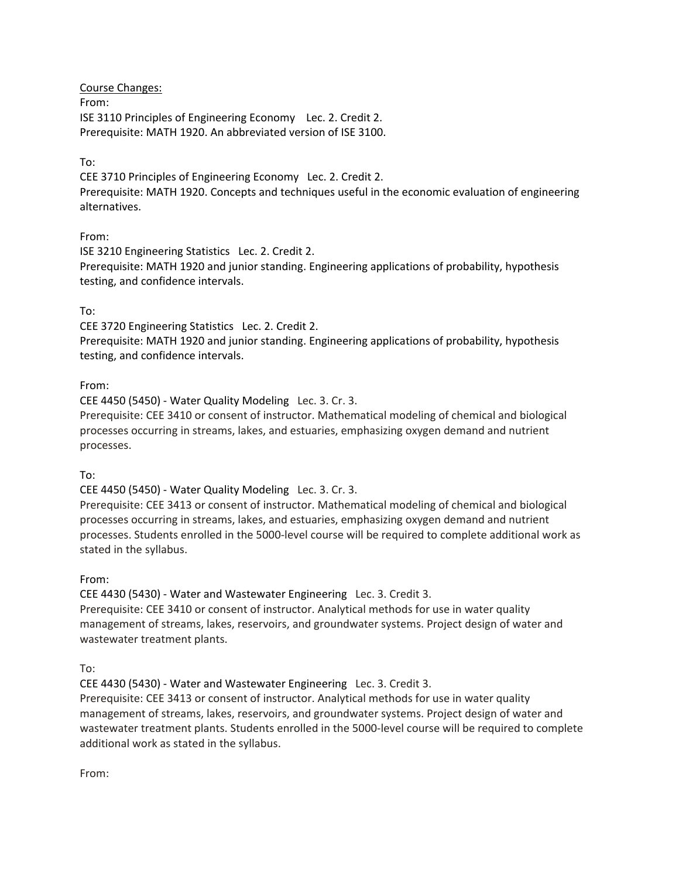Course Changes:

From:
ISE 3110 Principles of Engineering Economy   Lec. 2. Credit 2.
Prerequisite: MATH 1920. An abbreviated version of ISE 3100.

To:
CEE 3710 Principles of Engineering Economy   Lec. 2. Credit 2.
Prerequisite: MATH 1920. Concepts and techniques useful in the economic evaluation of engineering alternatives.

From:
ISE 3210 Engineering Statistics   Lec. 2. Credit 2.
Prerequisite: MATH 1920 and junior standing. Engineering applications of probability, hypothesis testing, and confidence intervals.

To:
CEE 3720 Engineering Statistics   Lec. 2. Credit 2.
Prerequisite: MATH 1920 and junior standing. Engineering applications of probability, hypothesis testing, and confidence intervals.

From:
CEE 4450 (5450) - Water Quality Modeling   Lec. 3. Cr. 3.
Prerequisite: CEE 3410 or consent of instructor. Mathematical modeling of chemical and biological processes occurring in streams, lakes, and estuaries, emphasizing oxygen demand and nutrient processes.

To:
CEE 4450 (5450) - Water Quality Modeling   Lec. 3. Cr. 3.
Prerequisite: CEE 3413 or consent of instructor. Mathematical modeling of chemical and biological processes occurring in streams, lakes, and estuaries, emphasizing oxygen demand and nutrient processes. Students enrolled in the 5000-level course will be required to complete additional work as stated in the syllabus.

From:
CEE 4430 (5430) - Water and Wastewater Engineering   Lec. 3. Credit 3.
Prerequisite: CEE 3410 or consent of instructor. Analytical methods for use in water quality management of streams, lakes, reservoirs, and groundwater systems. Project design of water and wastewater treatment plants.

To:
CEE 4430 (5430) - Water and Wastewater Engineering   Lec. 3. Credit 3.
Prerequisite: CEE 3413 or consent of instructor. Analytical methods for use in water quality management of streams, lakes, reservoirs, and groundwater systems. Project design of water and wastewater treatment plants. Students enrolled in the 5000-level course will be required to complete additional work as stated in the syllabus.

From: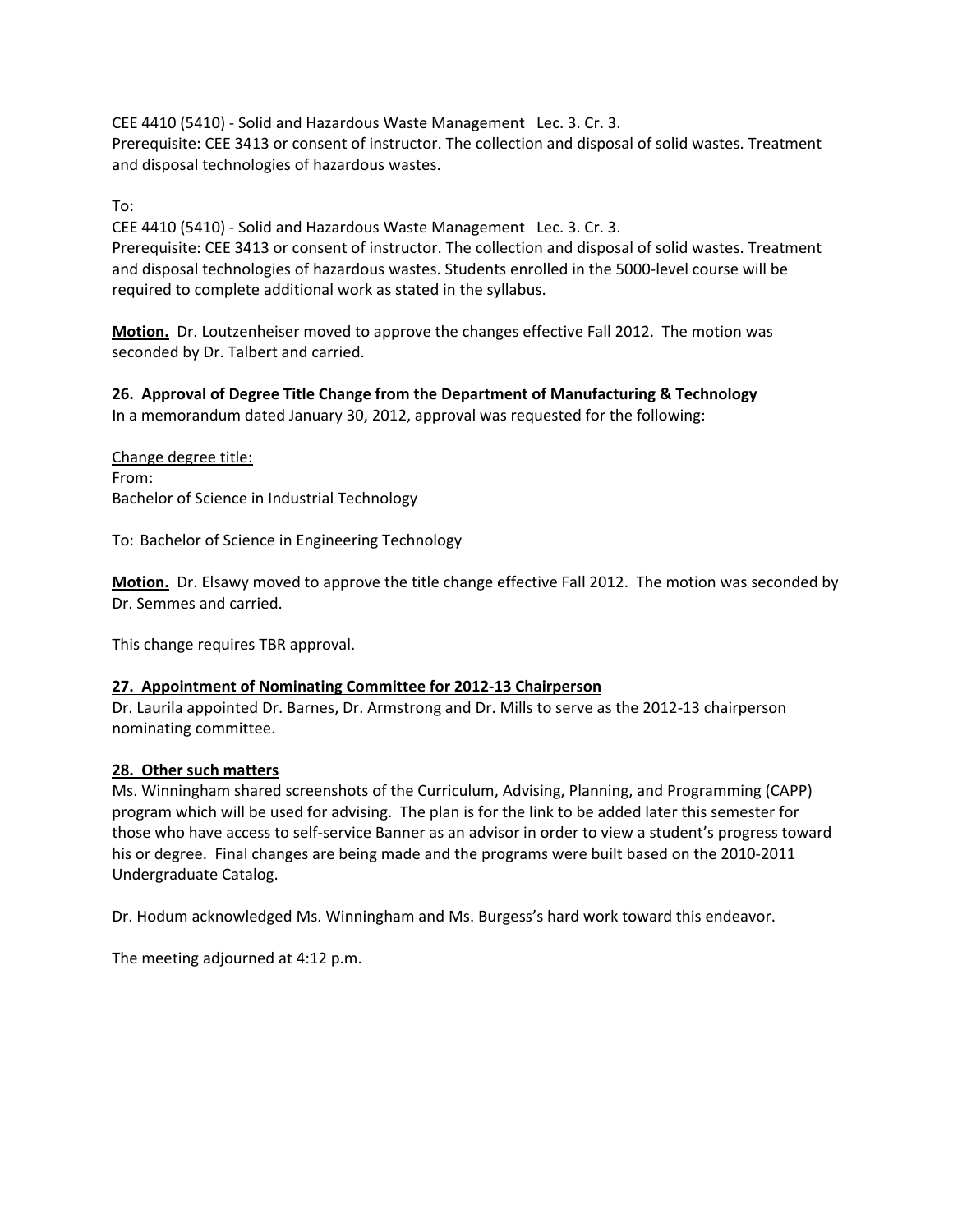CEE 4410 (5410) - Solid and Hazardous Waste Management Lec. 3. Cr. 3.
Prerequisite: CEE 3413 or consent of instructor. The collection and disposal of solid wastes. Treatment and disposal technologies of hazardous wastes.

To:
CEE 4410 (5410) - Solid and Hazardous Waste Management Lec. 3. Cr. 3.
Prerequisite: CEE 3413 or consent of instructor. The collection and disposal of solid wastes. Treatment and disposal technologies of hazardous wastes. Students enrolled in the 5000-level course will be required to complete additional work as stated in the syllabus.

**Motion.** Dr. Loutzenheiser moved to approve the changes effective Fall 2012. The motion was seconded by Dr. Talbert and carried.

**26. Approval of Degree Title Change from the Department of Manufacturing & Technology**
In a memorandum dated January 30, 2012, approval was requested for the following:

Change degree title:
From:
Bachelor of Science in Industrial Technology

To: Bachelor of Science in Engineering Technology

**Motion.** Dr. Elsawy moved to approve the title change effective Fall 2012. The motion was seconded by Dr. Semmes and carried.

This change requires TBR approval.

**27. Appointment of Nominating Committee for 2012-13 Chairperson**
Dr. Laurila appointed Dr. Barnes, Dr. Armstrong and Dr. Mills to serve as the 2012-13 chairperson nominating committee.

**28. Other such matters**
Ms. Winningham shared screenshots of the Curriculum, Advising, Planning, and Programming (CAPP) program which will be used for advising. The plan is for the link to be added later this semester for those who have access to self-service Banner as an advisor in order to view a student's progress toward his or degree. Final changes are being made and the programs were built based on the 2010-2011 Undergraduate Catalog.

Dr. Hodum acknowledged Ms. Winningham and Ms. Burgess's hard work toward this endeavor.

The meeting adjourned at 4:12 p.m.